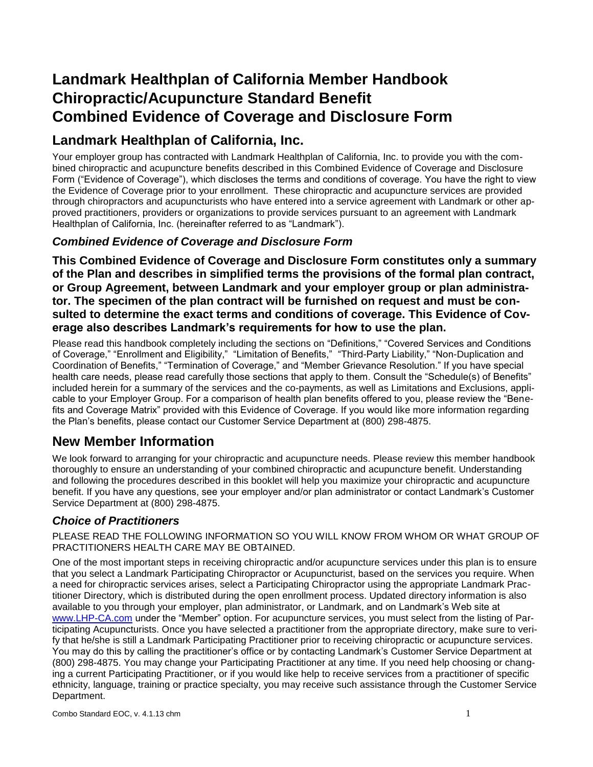# Landmark Healthplan of California Member Handbook Chiropractic/Acupuncture Standard Benefit Combined Evidence of Coverage and Disclosure Form

## Landmark Healthplan of California, Inc.

Your employer group has contracted with Landmark Healthplan of California, Inc. to provide you with the combined chiropractic and acupuncture benefits described in this Combined Evidence of Coverage and Disclosure Form ("Evidence of Coverage"), which discloses the terms and conditions of coverage. You have the right to view the Evidence of Coverage prior to your enrollment. These chiropractic and acupuncture services are provided through chiropractors and acupuncturists who have entered into a service agreement with Landmark or other approved practitioners, providers or organizations to provide services pursuant to an agreement with Landmark Healthplan of California, Inc. (hereinafter referred to as "Landmark").

### *Combined Evidence of Coverage and Disclosure Form*

**This Combined Evidence of Coverage and Disclosure Form constitutes only a summary of the Plan and describes in simplified terms the provisions of the formal plan contract, or Group Agreement, between Landmark and your employer group or plan administrator. The specimen of the plan contract will be furnished on request and must be consulted to determine the exact terms and conditions of coverage. This Evidence of Coverage also describes Landmark's requirements for how to use the plan.**

Please read this handbook completely including the sections on "Definitions," "Covered Services and Conditions of Coverage," "Enrollment and Eligibility," "Limitation of Benefits," "Third-Party Liability," "Non-Duplication and Coordination of Benefits," "Termination of Coverage," and "Member Grievance Resolution." If you have special health care needs, please read carefully those sections that apply to them. Consult the "Schedule(s) of Benefits" included herein for a summary of the services and the co-payments, as well as Limitations and Exclusions, applicable to your Employer Group. For a comparison of health plan benefits offered to you, please review the "Benefits and Coverage Matrix" provided with this Evidence of Coverage. If you would like more information regarding the Plan's benefits, please contact our Customer Service Department at (800) 298-4875.

## New Member Information

We look forward to arranging for your chiropractic and acupuncture needs. Please review this member handbook thoroughly to ensure an understanding of your combined chiropractic and acupuncture benefit. Understanding and following the procedures described in this booklet will help you maximize your chiropractic and acupuncture benefit. If you have any questions, see your employer and/or plan administrator or contact Landmark's Customer Service Department at (800) 298-4875.

### *Choice of Practitioners*

PLEASE READ THE FOLLOWING INFORMATION SO YOU WILL KNOW FROM WHOM OR WHAT GROUP OF PRACTITIONERS HEALTH CARE MAY BE OBTAINED.

One of the most important steps in receiving chiropractic and/or acupuncture services under this plan is to ensure that you select a Landmark Participating Chiropractor or Acupuncturist, based on the services you require. When a need for chiropractic services arises, select a Participating Chiropractor using the appropriate Landmark Practitioner Directory, which is distributed during the open enrollment process. Updated directory information is also available to you through your employer, plan administrator, or Landmark, and on Landmark's Web site at [www.LHP-CA.com](http://www.LHP-CA.com) under the "Member" option. For acupuncture services, you must select from the listing of Participating Acupuncturists. Once you have selected a practitioner from the appropriate directory, make sure to verify that he/she is still a Landmark Participating Practitioner prior to receiving chiropractic or acupuncture services. You may do this by calling the practitioner's office or by contacting Landmark's Customer Service Department at (800) 298-4875. You may change your Participating Practitioner at any time. If you need help choosing or changing a current Participating Practitioner, or if you would like help to receive services from a practitioner of specific ethnicity, language, training or practice specialty, you may receive such assistance through the Customer Service Department.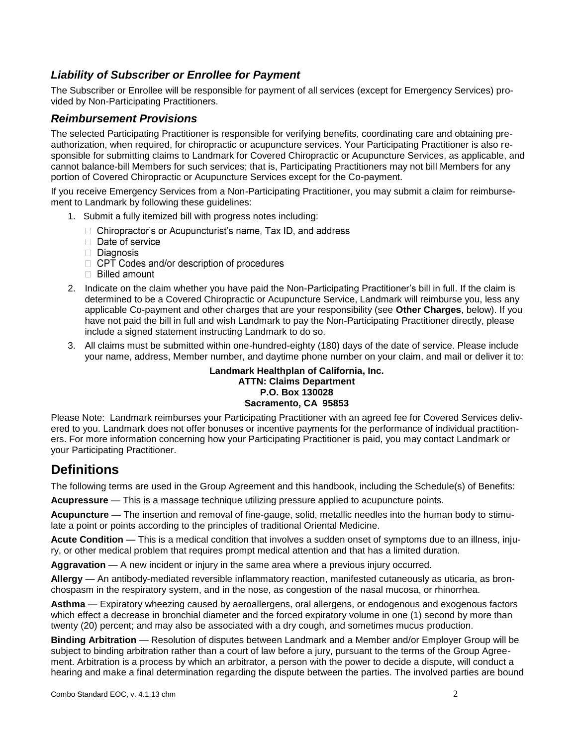### *Liability of Subscriber or Enrollee for Payment*

The Subscriber or Enrollee will be responsible for payment of all services (except for Emergency Services) provided by Non-Participating Practitioners.

### *Reimbursement Provisions*

The selected Participating Practitioner is responsible for verifying benefits, coordinating care and obtaining pre-authorization, when required, for chiropractic or acupuncture services. Your Participating Practitioner is also responsible for submitting claims to Landmark for Covered Chiropractic or Acupuncture Services, as applicable, and cannot balance-bill Members for such services; that is, Participating Practitioners may not bill Members for any portion of Covered Chiropractic or Acupuncture Services except for the Co-payment.

If you receive Emergency Services from a Non-Participating Practitioner, you may submit a claim for reimbursement to Landmark by following these guidelines:

1. Submit a fully itemized bill with progress notes including:
   - Chiropractor's or Acupuncturist's name, Tax ID, and address
   - Date of service
   - Diagnosis
   - CPT Codes and/or description of procedures
   - Billed amount
2. Indicate on the claim whether you have paid the Non-Participating Practitioner's bill in full. If the claim is determined to be a Covered Chiropractic or Acupuncture Service, Landmark will reimburse you, less any applicable Co-payment and other charges that are your responsibility (see **Other Charges**, below). If you have not paid the bill in full and wish Landmark to pay the Non-Participating Practitioner directly, please include a signed statement instructing Landmark to do so.
3. All claims must be submitted within one-hundred-eighty (180) days of the date of service. Please include your name, address, Member number, and daytime phone number on your claim, and mail or deliver it to:

**Landmark Healthplan of California, Inc.**
**ATTN: Claims Department**
**P.O. Box 130028**
**Sacramento, CA 95853**

Please Note: Landmark reimburses your Participating Practitioner with an agreed fee for Covered Services delivered to you. Landmark does not offer bonuses or incentive payments for the performance of individual practitioners. For more information concerning how your Participating Practitioner is paid, you may contact Landmark or your Participating Practitioner.

## Definitions

The following terms are used in the Group Agreement and this handbook, including the Schedule(s) of Benefits:

**Acupressure** — This is a massage technique utilizing pressure applied to acupuncture points.

**Acupuncture** — The insertion and removal of fine-gauge, solid, metallic needles into the human body to stimulate a point or points according to the principles of traditional Oriental Medicine.

**Acute Condition** — This is a medical condition that involves a sudden onset of symptoms due to an illness, injury, or other medical problem that requires prompt medical attention and that has a limited duration.

**Aggravation** — A new incident or injury in the same area where a previous injury occurred.

**Allergy** — An antibody-mediated reversible inflammatory reaction, manifested cutaneously as uticaria, as bronchospasm in the respiratory system, and in the nose, as congestion of the nasal mucosa, or rhinorrhea.

**Asthma** — Expiratory wheezing caused by aeroallergens, oral allergens, or endogenous and exogenous factors which effect a decrease in bronchial diameter and the forced expiratory volume in one (1) second by more than twenty (20) percent; and may also be associated with a dry cough, and sometimes mucus production.

**Binding Arbitration** — Resolution of disputes between Landmark and a Member and/or Employer Group will be subject to binding arbitration rather than a court of law before a jury, pursuant to the terms of the Group Agreement. Arbitration is a process by which an arbitrator, a person with the power to decide a dispute, will conduct a hearing and make a final determination regarding the dispute between the parties. The involved parties are bound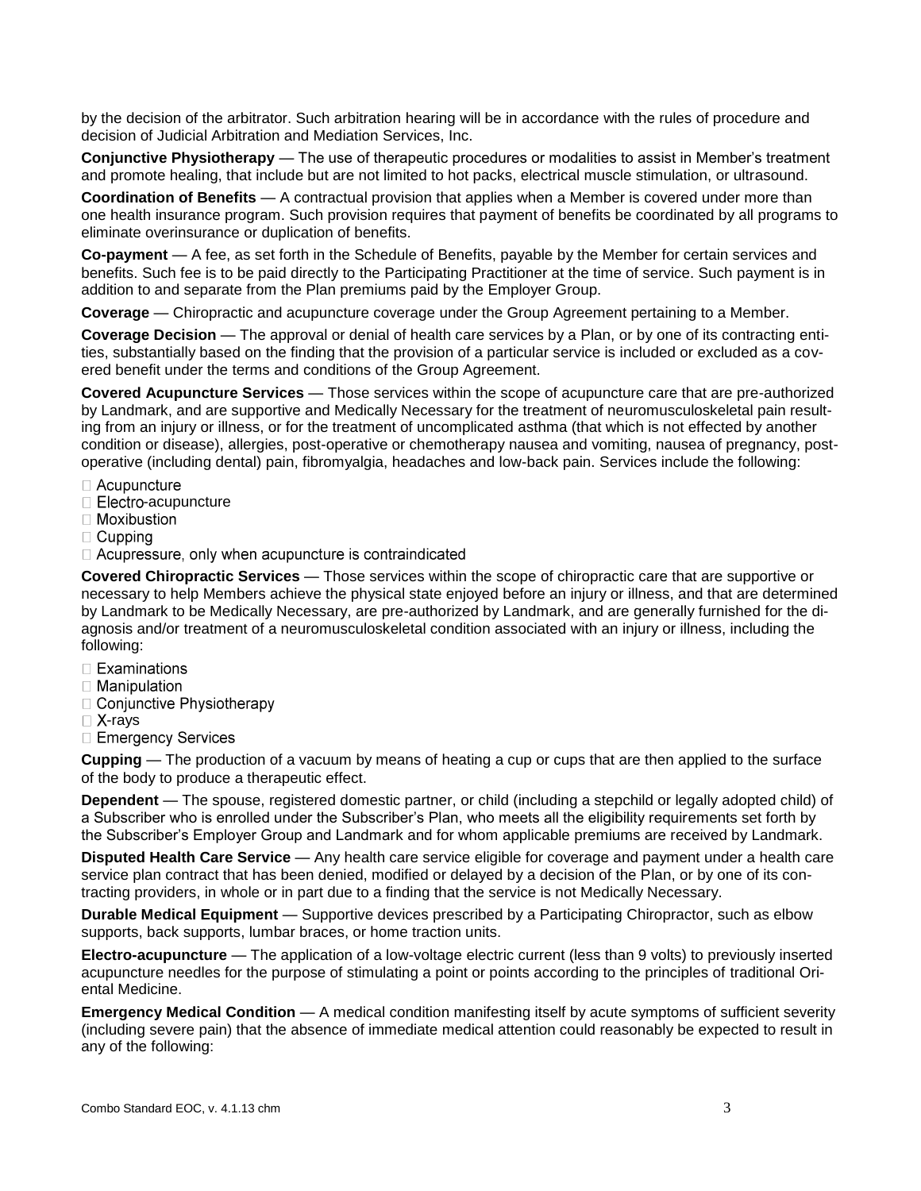by the decision of the arbitrator. Such arbitration hearing will be in accordance with the rules of procedure and decision of Judicial Arbitration and Mediation Services, Inc.

**Conjunctive Physiotherapy** — The use of therapeutic procedures or modalities to assist in Member's treatment and promote healing, that include but are not limited to hot packs, electrical muscle stimulation, or ultrasound.

**Coordination of Benefits** — A contractual provision that applies when a Member is covered under more than one health insurance program. Such provision requires that payment of benefits be coordinated by all programs to eliminate overinsurance or duplication of benefits.

**Co-payment** — A fee, as set forth in the Schedule of Benefits, payable by the Member for certain services and benefits. Such fee is to be paid directly to the Participating Practitioner at the time of service. Such payment is in addition to and separate from the Plan premiums paid by the Employer Group.

**Coverage** — Chiropractic and acupuncture coverage under the Group Agreement pertaining to a Member.

**Coverage Decision** — The approval or denial of health care services by a Plan, or by one of its contracting entities, substantially based on the finding that the provision of a particular service is included or excluded as a covered benefit under the terms and conditions of the Group Agreement.

**Covered Acupuncture Services** — Those services within the scope of acupuncture care that are pre-authorized by Landmark, and are supportive and Medically Necessary for the treatment of neuromusculoskeletal pain resulting from an injury or illness, or for the treatment of uncomplicated asthma (that which is not effected by another condition or disease), allergies, post-operative or chemotherapy nausea and vomiting, nausea of pregnancy, post-operative (including dental) pain, fibromyalgia, headaches and low-back pain. Services include the following:

- Acupuncture
- Electro-acupuncture
- Moxibustion
- Cupping
- Acupressure, only when acupuncture is contraindicated

**Covered Chiropractic Services** — Those services within the scope of chiropractic care that are supportive or necessary to help Members achieve the physical state enjoyed before an injury or illness, and that are determined by Landmark to be Medically Necessary, are pre-authorized by Landmark, and are generally furnished for the diagnosis and/or treatment of a neuromusculoskeletal condition associated with an injury or illness, including the following:

- Examinations
- Manipulation
- Conjunctive Physiotherapy
- X-rays
- Emergency Services

**Cupping** — The production of a vacuum by means of heating a cup or cups that are then applied to the surface of the body to produce a therapeutic effect.

**Dependent** — The spouse, registered domestic partner, or child (including a stepchild or legally adopted child) of a Subscriber who is enrolled under the Subscriber's Plan, who meets all the eligibility requirements set forth by the Subscriber's Employer Group and Landmark and for whom applicable premiums are received by Landmark.

**Disputed Health Care Service** — Any health care service eligible for coverage and payment under a health care service plan contract that has been denied, modified or delayed by a decision of the Plan, or by one of its contracting providers, in whole or in part due to a finding that the service is not Medically Necessary.

**Durable Medical Equipment** — Supportive devices prescribed by a Participating Chiropractor, such as elbow supports, back supports, lumbar braces, or home traction units.

**Electro-acupuncture** — The application of a low-voltage electric current (less than 9 volts) to previously inserted acupuncture needles for the purpose of stimulating a point or points according to the principles of traditional Oriental Medicine.

**Emergency Medical Condition** — A medical condition manifesting itself by acute symptoms of sufficient severity (including severe pain) that the absence of immediate medical attention could reasonably be expected to result in any of the following: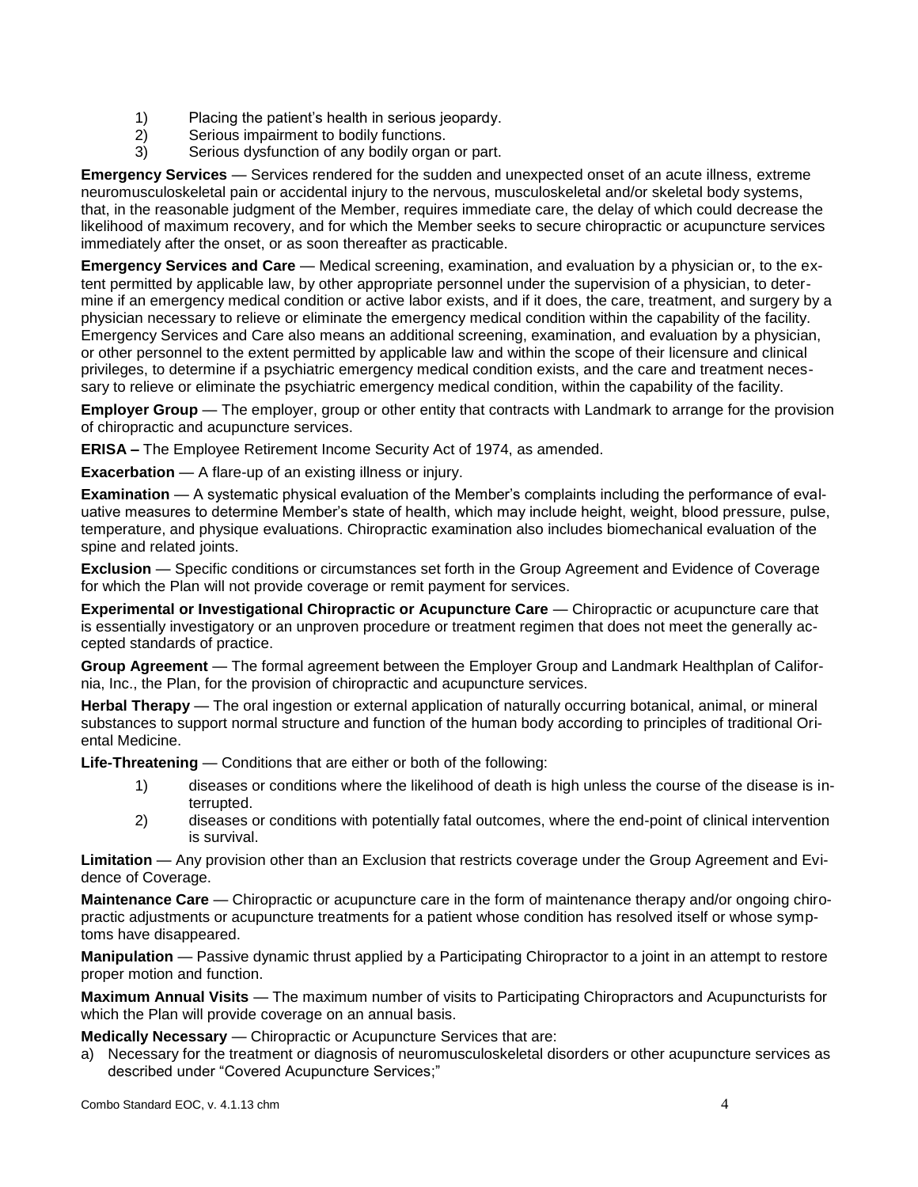1) Placing the patient's health in serious jeopardy.
2) Serious impairment to bodily functions.
3) Serious dysfunction of any bodily organ or part.

**Emergency Services** — Services rendered for the sudden and unexpected onset of an acute illness, extreme neuromusculoskeletal pain or accidental injury to the nervous, musculoskeletal and/or skeletal body systems, that, in the reasonable judgment of the Member, requires immediate care, the delay of which could decrease the likelihood of maximum recovery, and for which the Member seeks to secure chiropractic or acupuncture services immediately after the onset, or as soon thereafter as practicable.

**Emergency Services and Care** — Medical screening, examination, and evaluation by a physician or, to the extent permitted by applicable law, by other appropriate personnel under the supervision of a physician, to determine if an emergency medical condition or active labor exists, and if it does, the care, treatment, and surgery by a physician necessary to relieve or eliminate the emergency medical condition within the capability of the facility. Emergency Services and Care also means an additional screening, examination, and evaluation by a physician, or other personnel to the extent permitted by applicable law and within the scope of their licensure and clinical privileges, to determine if a psychiatric emergency medical condition exists, and the care and treatment necessary to relieve or eliminate the psychiatric emergency medical condition, within the capability of the facility.

**Employer Group** — The employer, group or other entity that contracts with Landmark to arrange for the provision of chiropractic and acupuncture services.

**ERISA –** The Employee Retirement Income Security Act of 1974, as amended.

**Exacerbation** — A flare-up of an existing illness or injury.

**Examination** — A systematic physical evaluation of the Member's complaints including the performance of evaluative measures to determine Member's state of health, which may include height, weight, blood pressure, pulse, temperature, and physique evaluations. Chiropractic examination also includes biomechanical evaluation of the spine and related joints.

**Exclusion** — Specific conditions or circumstances set forth in the Group Agreement and Evidence of Coverage for which the Plan will not provide coverage or remit payment for services.

**Experimental or Investigational Chiropractic or Acupuncture Care** — Chiropractic or acupuncture care that is essentially investigatory or an unproven procedure or treatment regimen that does not meet the generally accepted standards of practice.

**Group Agreement** — The formal agreement between the Employer Group and Landmark Healthplan of California, Inc., the Plan, for the provision of chiropractic and acupuncture services.

**Herbal Therapy** — The oral ingestion or external application of naturally occurring botanical, animal, or mineral substances to support normal structure and function of the human body according to principles of traditional Oriental Medicine.

**Life-Threatening** — Conditions that are either or both of the following:

1) diseases or conditions where the likelihood of death is high unless the course of the disease is interrupted.
2) diseases or conditions with potentially fatal outcomes, where the end-point of clinical intervention is survival.

**Limitation** — Any provision other than an Exclusion that restricts coverage under the Group Agreement and Evidence of Coverage.

**Maintenance Care** — Chiropractic or acupuncture care in the form of maintenance therapy and/or ongoing chiropractic adjustments or acupuncture treatments for a patient whose condition has resolved itself or whose symptoms have disappeared.

**Manipulation** — Passive dynamic thrust applied by a Participating Chiropractor to a joint in an attempt to restore proper motion and function.

**Maximum Annual Visits** — The maximum number of visits to Participating Chiropractors and Acupuncturists for which the Plan will provide coverage on an annual basis.

**Medically Necessary** — Chiropractic or Acupuncture Services that are:

a) Necessary for the treatment or diagnosis of neuromusculoskeletal disorders or other acupuncture services as described under "Covered Acupuncture Services;"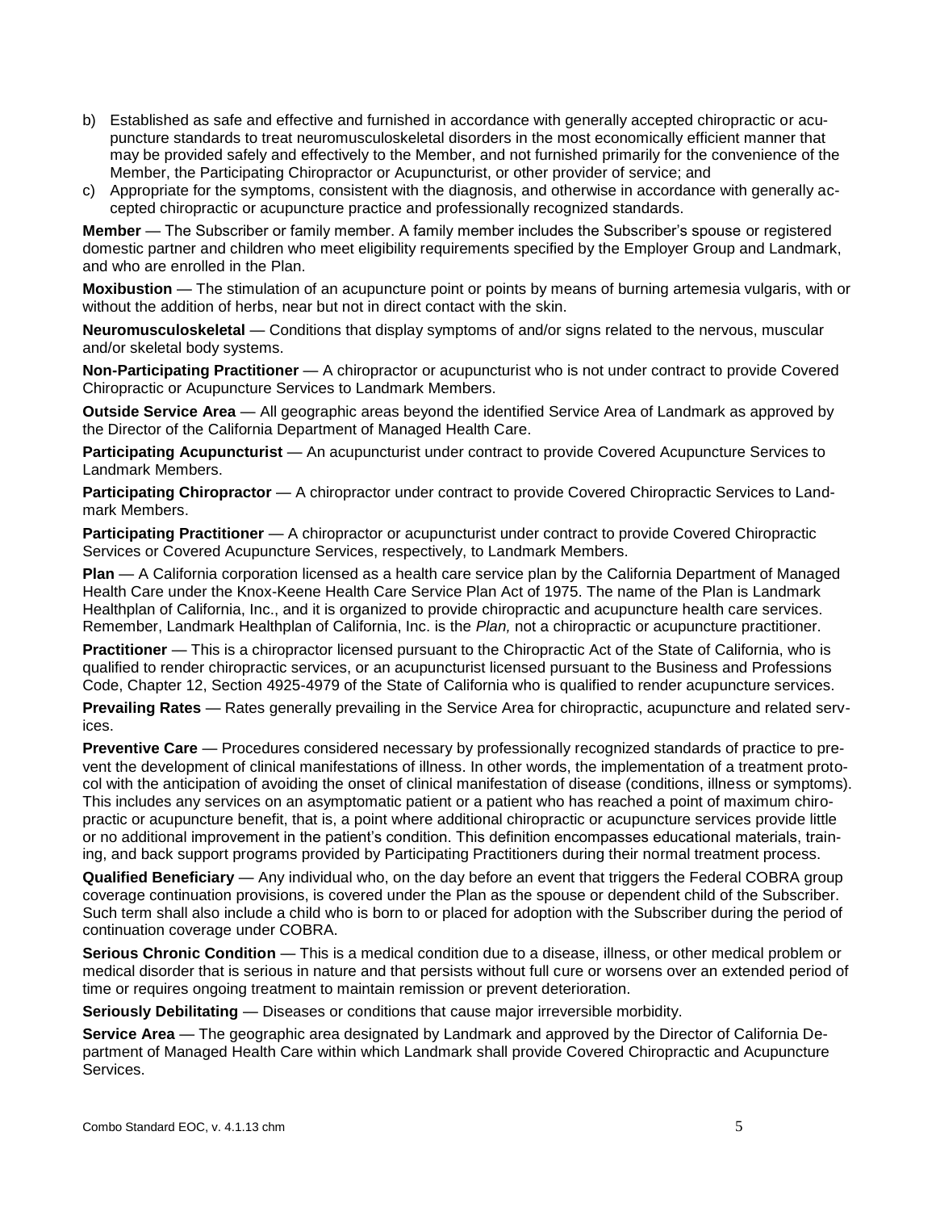b) Established as safe and effective and furnished in accordance with generally accepted chiropractic or acupuncture standards to treat neuromusculoskeletal disorders in the most economically efficient manner that may be provided safely and effectively to the Member, and not furnished primarily for the convenience of the Member, the Participating Chiropractor or Acupuncturist, or other provider of service; and

c) Appropriate for the symptoms, consistent with the diagnosis, and otherwise in accordance with generally accepted chiropractic or acupuncture practice and professionally recognized standards.

**Member** — The Subscriber or family member. A family member includes the Subscriber's spouse or registered domestic partner and children who meet eligibility requirements specified by the Employer Group and Landmark, and who are enrolled in the Plan.

**Moxibustion** — The stimulation of an acupuncture point or points by means of burning artemesia vulgaris, with or without the addition of herbs, near but not in direct contact with the skin.

**Neuromusculoskeletal** — Conditions that display symptoms of and/or signs related to the nervous, muscular and/or skeletal body systems.

**Non-Participating Practitioner** — A chiropractor or acupuncturist who is not under contract to provide Covered Chiropractic or Acupuncture Services to Landmark Members.

**Outside Service Area** — All geographic areas beyond the identified Service Area of Landmark as approved by the Director of the California Department of Managed Health Care.

**Participating Acupuncturist** — An acupuncturist under contract to provide Covered Acupuncture Services to Landmark Members.

**Participating Chiropractor** — A chiropractor under contract to provide Covered Chiropractic Services to Landmark Members.

**Participating Practitioner** — A chiropractor or acupuncturist under contract to provide Covered Chiropractic Services or Covered Acupuncture Services, respectively, to Landmark Members.

**Plan** — A California corporation licensed as a health care service plan by the California Department of Managed Health Care under the Knox-Keene Health Care Service Plan Act of 1975. The name of the Plan is Landmark Healthplan of California, Inc., and it is organized to provide chiropractic and acupuncture health care services. Remember, Landmark Healthplan of California, Inc. is the *Plan,* not a chiropractic or acupuncture practitioner.

**Practitioner** — This is a chiropractor licensed pursuant to the Chiropractic Act of the State of California, who is qualified to render chiropractic services, or an acupuncturist licensed pursuant to the Business and Professions Code, Chapter 12, Section 4925-4979 of the State of California who is qualified to render acupuncture services.

**Prevailing Rates** — Rates generally prevailing in the Service Area for chiropractic, acupuncture and related services.

**Preventive Care** — Procedures considered necessary by professionally recognized standards of practice to prevent the development of clinical manifestations of illness. In other words, the implementation of a treatment protocol with the anticipation of avoiding the onset of clinical manifestation of disease (conditions, illness or symptoms). This includes any services on an asymptomatic patient or a patient who has reached a point of maximum chiropractic or acupuncture benefit, that is, a point where additional chiropractic or acupuncture services provide little or no additional improvement in the patient's condition. This definition encompasses educational materials, training, and back support programs provided by Participating Practitioners during their normal treatment process.

**Qualified Beneficiary** — Any individual who, on the day before an event that triggers the Federal COBRA group coverage continuation provisions, is covered under the Plan as the spouse or dependent child of the Subscriber. Such term shall also include a child who is born to or placed for adoption with the Subscriber during the period of continuation coverage under COBRA.

**Serious Chronic Condition** — This is a medical condition due to a disease, illness, or other medical problem or medical disorder that is serious in nature and that persists without full cure or worsens over an extended period of time or requires ongoing treatment to maintain remission or prevent deterioration.

**Seriously Debilitating** — Diseases or conditions that cause major irreversible morbidity.

**Service Area** — The geographic area designated by Landmark and approved by the Director of California Department of Managed Health Care within which Landmark shall provide Covered Chiropractic and Acupuncture Services.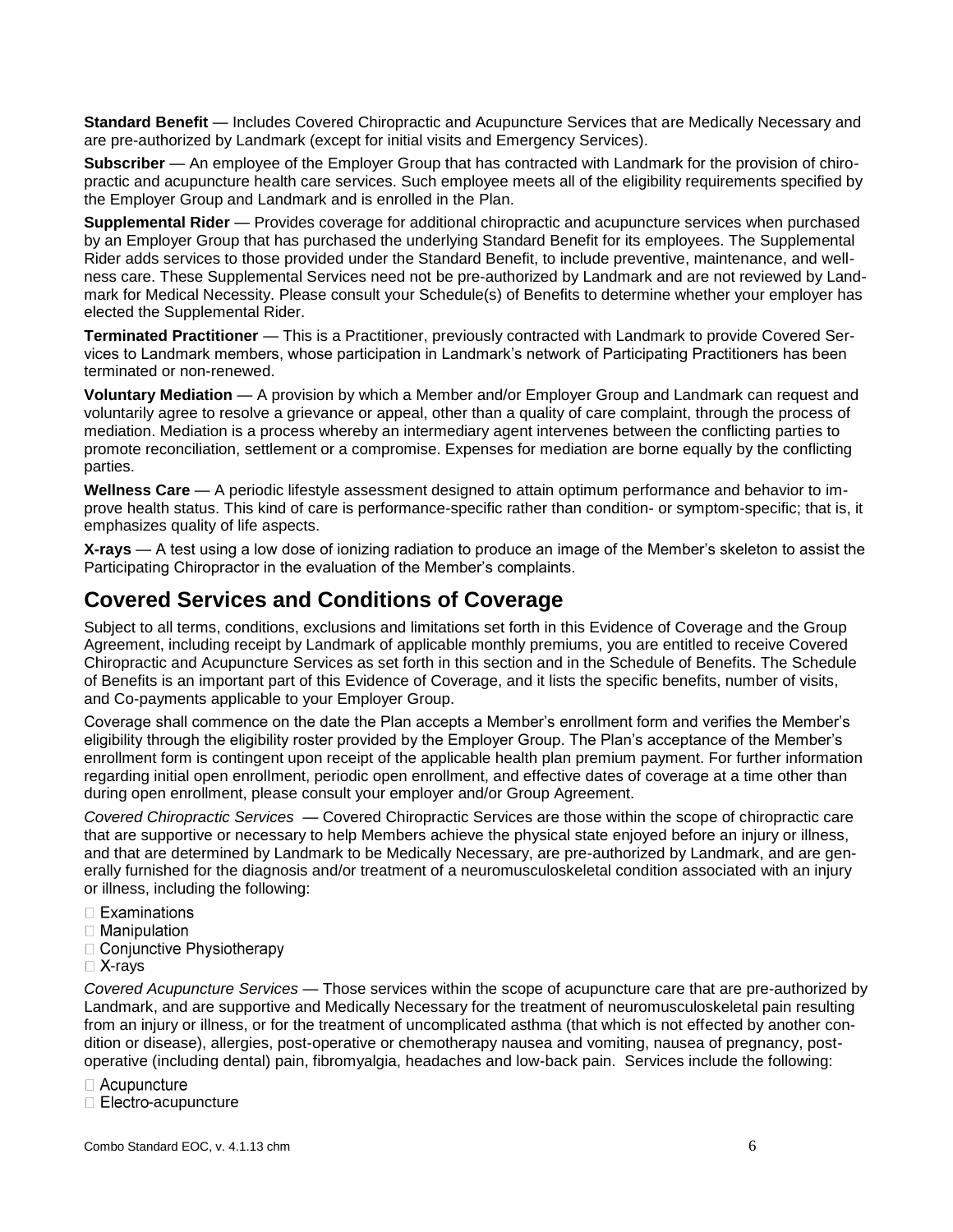**Standard Benefit** — Includes Covered Chiropractic and Acupuncture Services that are Medically Necessary and are pre-authorized by Landmark (except for initial visits and Emergency Services).

**Subscriber** — An employee of the Employer Group that has contracted with Landmark for the provision of chiropractic and acupuncture health care services. Such employee meets all of the eligibility requirements specified by the Employer Group and Landmark and is enrolled in the Plan.

**Supplemental Rider** — Provides coverage for additional chiropractic and acupuncture services when purchased by an Employer Group that has purchased the underlying Standard Benefit for its employees. The Supplemental Rider adds services to those provided under the Standard Benefit, to include preventive, maintenance, and wellness care. These Supplemental Services need not be pre-authorized by Landmark and are not reviewed by Landmark for Medical Necessity. Please consult your Schedule(s) of Benefits to determine whether your employer has elected the Supplemental Rider.

**Terminated Practitioner** — This is a Practitioner, previously contracted with Landmark to provide Covered Services to Landmark members, whose participation in Landmark's network of Participating Practitioners has been terminated or non-renewed.

**Voluntary Mediation** — A provision by which a Member and/or Employer Group and Landmark can request and voluntarily agree to resolve a grievance or appeal, other than a quality of care complaint, through the process of mediation. Mediation is a process whereby an intermediary agent intervenes between the conflicting parties to promote reconciliation, settlement or a compromise. Expenses for mediation are borne equally by the conflicting parties.

**Wellness Care** — A periodic lifestyle assessment designed to attain optimum performance and behavior to improve health status. This kind of care is performance-specific rather than condition- or symptom-specific; that is, it emphasizes quality of life aspects.

**X-rays** — A test using a low dose of ionizing radiation to produce an image of the Member's skeleton to assist the Participating Chiropractor in the evaluation of the Member's complaints.

## Covered Services and Conditions of Coverage

Subject to all terms, conditions, exclusions and limitations set forth in this Evidence of Coverage and the Group Agreement, including receipt by Landmark of applicable monthly premiums, you are entitled to receive Covered Chiropractic and Acupuncture Services as set forth in this section and in the Schedule of Benefits. The Schedule of Benefits is an important part of this Evidence of Coverage, and it lists the specific benefits, number of visits, and Co-payments applicable to your Employer Group.

Coverage shall commence on the date the Plan accepts a Member's enrollment form and verifies the Member's eligibility through the eligibility roster provided by the Employer Group. The Plan's acceptance of the Member's enrollment form is contingent upon receipt of the applicable health plan premium payment. For further information regarding initial open enrollment, periodic open enrollment, and effective dates of coverage at a time other than during open enrollment, please consult your employer and/or Group Agreement.

*Covered Chiropractic Services* — Covered Chiropractic Services are those within the scope of chiropractic care that are supportive or necessary to help Members achieve the physical state enjoyed before an injury or illness, and that are determined by Landmark to be Medically Necessary, are pre-authorized by Landmark, and are generally furnished for the diagnosis and/or treatment of a neuromusculoskeletal condition associated with an injury or illness, including the following:

- Examinations
- Manipulation
- Conjunctive Physiotherapy
- X-rays

*Covered Acupuncture Services* — Those services within the scope of acupuncture care that are pre-authorized by Landmark, and are supportive and Medically Necessary for the treatment of neuromusculoskeletal pain resulting from an injury or illness, or for the treatment of uncomplicated asthma (that which is not effected by another condition or disease), allergies, post-operative or chemotherapy nausea and vomiting, nausea of pregnancy, post-operative (including dental) pain, fibromyalgia, headaches and low-back pain. Services include the following:

- Acupuncture
- Electro-acupuncture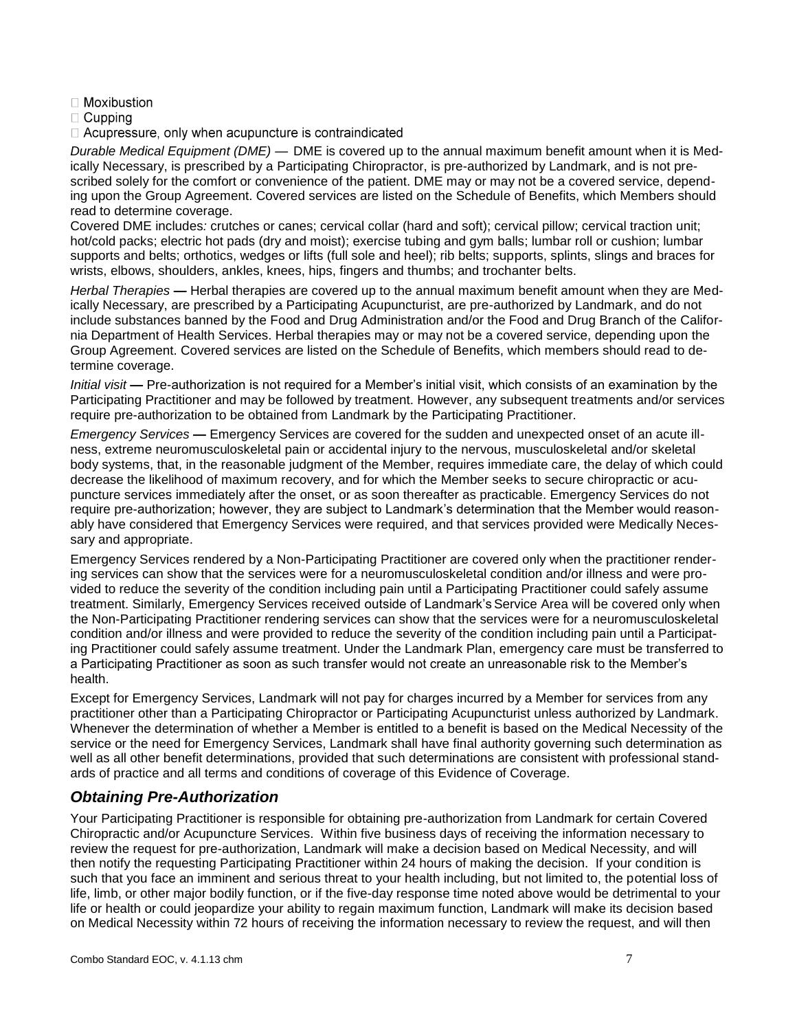- Moxibustion
- Cupping
- Acupressure, only when acupuncture is contraindicated

*Durable Medical Equipment (DME)* — DME is covered up to the annual maximum benefit amount when it is Medically Necessary, is prescribed by a Participating Chiropractor, is pre-authorized by Landmark, and is not prescribed solely for the comfort or convenience of the patient. DME may or may not be a covered service, depending upon the Group Agreement. Covered services are listed on the Schedule of Benefits, which Members should read to determine coverage.

Covered DME includes: crutches or canes; cervical collar (hard and soft); cervical pillow; cervical traction unit; hot/cold packs; electric hot pads (dry and moist); exercise tubing and gym balls; lumbar roll or cushion; lumbar supports and belts; orthotics, wedges or lifts (full sole and heel); rib belts; supports, splints, slings and braces for wrists, elbows, shoulders, ankles, knees, hips, fingers and thumbs; and trochanter belts.

*Herbal Therapies* **—** Herbal therapies are covered up to the annual maximum benefit amount when they are Medically Necessary, are prescribed by a Participating Acupuncturist, are pre-authorized by Landmark, and do not include substances banned by the Food and Drug Administration and/or the Food and Drug Branch of the California Department of Health Services. Herbal therapies may or may not be a covered service, depending upon the Group Agreement. Covered services are listed on the Schedule of Benefits, which members should read to determine coverage.

*Initial visit* **—** Pre-authorization is not required for a Member's initial visit, which consists of an examination by the Participating Practitioner and may be followed by treatment. However, any subsequent treatments and/or services require pre-authorization to be obtained from Landmark by the Participating Practitioner.

*Emergency Services* **—** Emergency Services are covered for the sudden and unexpected onset of an acute illness, extreme neuromusculoskeletal pain or accidental injury to the nervous, musculoskeletal and/or skeletal body systems, that, in the reasonable judgment of the Member, requires immediate care, the delay of which could decrease the likelihood of maximum recovery, and for which the Member seeks to secure chiropractic or acupuncture services immediately after the onset, or as soon thereafter as practicable. Emergency Services do not require pre-authorization; however, they are subject to Landmark's determination that the Member would reasonably have considered that Emergency Services were required, and that services provided were Medically Necessary and appropriate.

Emergency Services rendered by a Non-Participating Practitioner are covered only when the practitioner rendering services can show that the services were for a neuromusculoskeletal condition and/or illness and were provided to reduce the severity of the condition including pain until a Participating Practitioner could safely assume treatment. Similarly, Emergency Services received outside of Landmark's Service Area will be covered only when the Non-Participating Practitioner rendering services can show that the services were for a neuromusculoskeletal condition and/or illness and were provided to reduce the severity of the condition including pain until a Participating Practitioner could safely assume treatment. Under the Landmark Plan, emergency care must be transferred to a Participating Practitioner as soon as such transfer would not create an unreasonable risk to the Member's health.

Except for Emergency Services, Landmark will not pay for charges incurred by a Member for services from any practitioner other than a Participating Chiropractor or Participating Acupuncturist unless authorized by Landmark. Whenever the determination of whether a Member is entitled to a benefit is based on the Medical Necessity of the service or the need for Emergency Services, Landmark shall have final authority governing such determination as well as all other benefit determinations, provided that such determinations are consistent with professional standards of practice and all terms and conditions of coverage of this Evidence of Coverage.

## *Obtaining Pre-Authorization*

Your Participating Practitioner is responsible for obtaining pre-authorization from Landmark for certain Covered Chiropractic and/or Acupuncture Services. Within five business days of receiving the information necessary to review the request for pre-authorization, Landmark will make a decision based on Medical Necessity, and will then notify the requesting Participating Practitioner within 24 hours of making the decision. If your condition is such that you face an imminent and serious threat to your health including, but not limited to, the potential loss of life, limb, or other major bodily function, or if the five-day response time noted above would be detrimental to your life or health or could jeopardize your ability to regain maximum function, Landmark will make its decision based on Medical Necessity within 72 hours of receiving the information necessary to review the request, and will then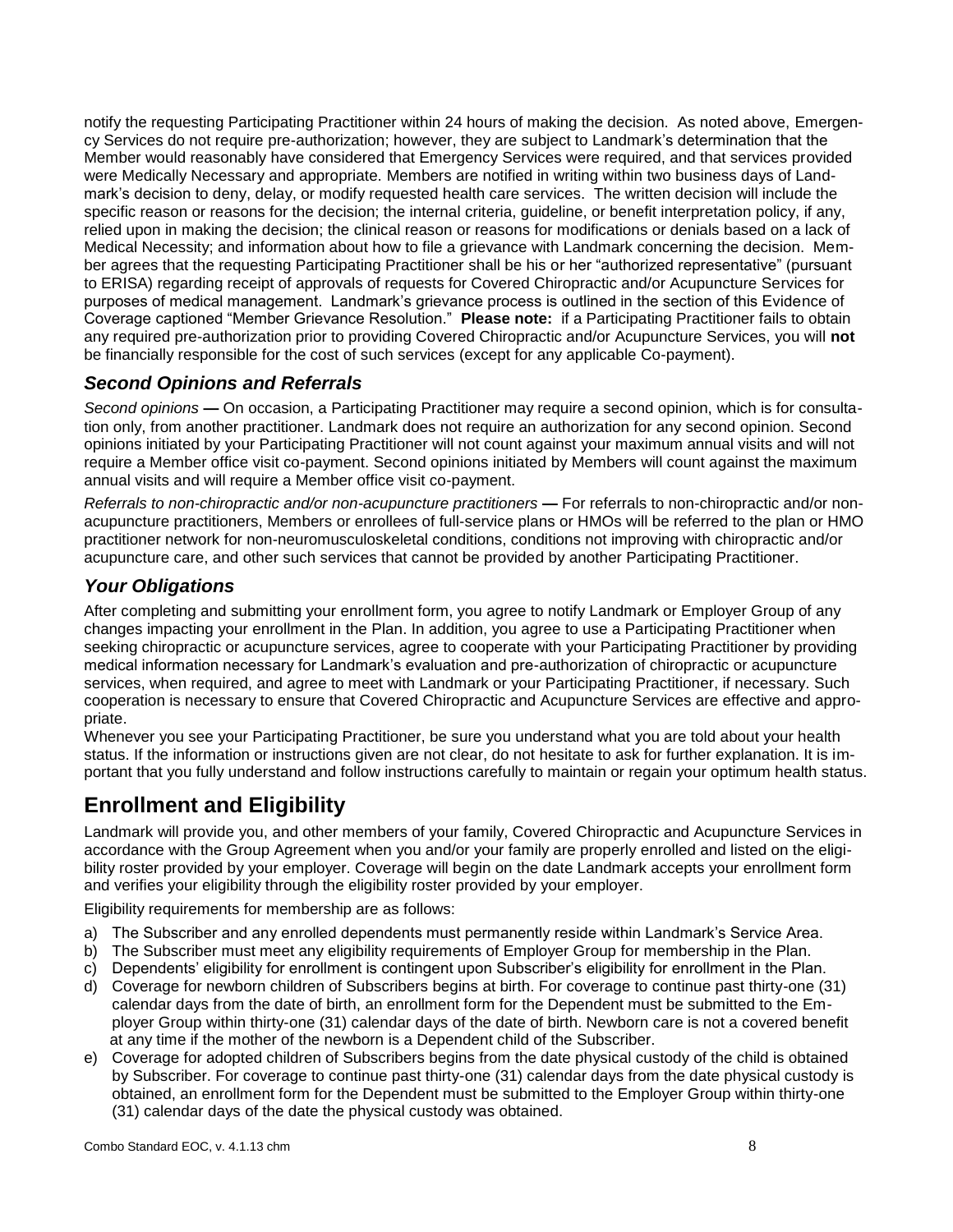notify the requesting Participating Practitioner within 24 hours of making the decision. As noted above, Emergency Services do not require pre-authorization; however, they are subject to Landmark's determination that the Member would reasonably have considered that Emergency Services were required, and that services provided were Medically Necessary and appropriate. Members are notified in writing within two business days of Landmark's decision to deny, delay, or modify requested health care services. The written decision will include the specific reason or reasons for the decision; the internal criteria, guideline, or benefit interpretation policy, if any, relied upon in making the decision; the clinical reason or reasons for modifications or denials based on a lack of Medical Necessity; and information about how to file a grievance with Landmark concerning the decision. Member agrees that the requesting Participating Practitioner shall be his or her "authorized representative" (pursuant to ERISA) regarding receipt of approvals of requests for Covered Chiropractic and/or Acupuncture Services for purposes of medical management. Landmark's grievance process is outlined in the section of this Evidence of Coverage captioned "Member Grievance Resolution." **Please note:** if a Participating Practitioner fails to obtain any required pre-authorization prior to providing Covered Chiropractic and/or Acupuncture Services, you will **not** be financially responsible for the cost of such services (except for any applicable Co-payment).

### *Second Opinions and Referrals*

*Second opinions* **—** On occasion, a Participating Practitioner may require a second opinion, which is for consultation only, from another practitioner. Landmark does not require an authorization for any second opinion. Second opinions initiated by your Participating Practitioner will not count against your maximum annual visits and will not require a Member office visit co-payment. Second opinions initiated by Members will count against the maximum annual visits and will require a Member office visit co-payment.

*Referrals to non-chiropractic and/or non-acupuncture practitioners* **—** For referrals to non-chiropractic and/or non-acupuncture practitioners, Members or enrollees of full-service plans or HMOs will be referred to the plan or HMO practitioner network for non-neuromusculoskeletal conditions, conditions not improving with chiropractic and/or acupuncture care, and other such services that cannot be provided by another Participating Practitioner.

### *Your Obligations*

After completing and submitting your enrollment form, you agree to notify Landmark or Employer Group of any changes impacting your enrollment in the Plan. In addition, you agree to use a Participating Practitioner when seeking chiropractic or acupuncture services, agree to cooperate with your Participating Practitioner by providing medical information necessary for Landmark's evaluation and pre-authorization of chiropractic or acupuncture services, when required, and agree to meet with Landmark or your Participating Practitioner, if necessary. Such cooperation is necessary to ensure that Covered Chiropractic and Acupuncture Services are effective and appropriate.

Whenever you see your Participating Practitioner, be sure you understand what you are told about your health status. If the information or instructions given are not clear, do not hesitate to ask for further explanation. It is important that you fully understand and follow instructions carefully to maintain or regain your optimum health status.

## Enrollment and Eligibility

Landmark will provide you, and other members of your family, Covered Chiropractic and Acupuncture Services in accordance with the Group Agreement when you and/or your family are properly enrolled and listed on the eligibility roster provided by your employer. Coverage will begin on the date Landmark accepts your enrollment form and verifies your eligibility through the eligibility roster provided by your employer.

Eligibility requirements for membership are as follows:

a) The Subscriber and any enrolled dependents must permanently reside within Landmark's Service Area.
b) The Subscriber must meet any eligibility requirements of Employer Group for membership in the Plan.
c) Dependents' eligibility for enrollment is contingent upon Subscriber's eligibility for enrollment in the Plan.
d) Coverage for newborn children of Subscribers begins at birth. For coverage to continue past thirty-one (31) calendar days from the date of birth, an enrollment form for the Dependent must be submitted to the Employer Group within thirty-one (31) calendar days of the date of birth. Newborn care is not a covered benefit at any time if the mother of the newborn is a Dependent child of the Subscriber.
e) Coverage for adopted children of Subscribers begins from the date physical custody of the child is obtained by Subscriber. For coverage to continue past thirty-one (31) calendar days from the date physical custody is obtained, an enrollment form for the Dependent must be submitted to the Employer Group within thirty-one (31) calendar days of the date the physical custody was obtained.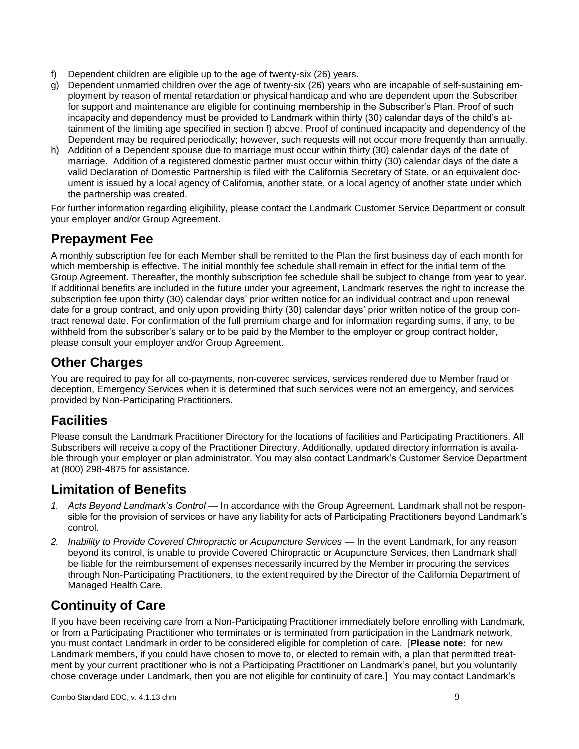f) Dependent children are eligible up to the age of twenty-six (26) years.
g) Dependent unmarried children over the age of twenty-six (26) years who are incapable of self-sustaining employment by reason of mental retardation or physical handicap and who are dependent upon the Subscriber for support and maintenance are eligible for continuing membership in the Subscriber's Plan. Proof of such incapacity and dependency must be provided to Landmark within thirty (30) calendar days of the child's attainment of the limiting age specified in section f) above. Proof of continued incapacity and dependency of the Dependent may be required periodically; however, such requests will not occur more frequently than annually.
h) Addition of a Dependent spouse due to marriage must occur within thirty (30) calendar days of the date of marriage. Addition of a registered domestic partner must occur within thirty (30) calendar days of the date a valid Declaration of Domestic Partnership is filed with the California Secretary of State, or an equivalent document is issued by a local agency of California, another state, or a local agency of another state under which the partnership was created.

For further information regarding eligibility, please contact the Landmark Customer Service Department or consult your employer and/or Group Agreement.

## Prepayment Fee

A monthly subscription fee for each Member shall be remitted to the Plan the first business day of each month for which membership is effective. The initial monthly fee schedule shall remain in effect for the initial term of the Group Agreement. Thereafter, the monthly subscription fee schedule shall be subject to change from year to year. If additional benefits are included in the future under your agreement, Landmark reserves the right to increase the subscription fee upon thirty (30) calendar days' prior written notice for an individual contract and upon renewal date for a group contract, and only upon providing thirty (30) calendar days' prior written notice of the group contract renewal date. For confirmation of the full premium charge and for information regarding sums, if any, to be withheld from the subscriber's salary or to be paid by the Member to the employer or group contract holder, please consult your employer and/or Group Agreement.

## Other Charges

You are required to pay for all co-payments, non-covered services, services rendered due to Member fraud or deception, Emergency Services when it is determined that such services were not an emergency, and services provided by Non-Participating Practitioners.

## Facilities

Please consult the Landmark Practitioner Directory for the locations of facilities and Participating Practitioners. All Subscribers will receive a copy of the Practitioner Directory. Additionally, updated directory information is available through your employer or plan administrator. You may also contact Landmark's Customer Service Department at (800) 298-4875 for assistance.

## Limitation of Benefits

1. *Acts Beyond Landmark's Control* — In accordance with the Group Agreement, Landmark shall not be responsible for the provision of services or have any liability for acts of Participating Practitioners beyond Landmark's control.
2. *Inability to Provide Covered Chiropractic or Acupuncture Services* — In the event Landmark, for any reason beyond its control, is unable to provide Covered Chiropractic or Acupuncture Services, then Landmark shall be liable for the reimbursement of expenses necessarily incurred by the Member in procuring the services through Non-Participating Practitioners, to the extent required by the Director of the California Department of Managed Health Care.

## Continuity of Care

If you have been receiving care from a Non-Participating Practitioner immediately before enrolling with Landmark, or from a Participating Practitioner who terminates or is terminated from participation in the Landmark network, you must contact Landmark in order to be considered eligible for completion of care. [**Please note:** for new Landmark members, if you could have chosen to move to, or elected to remain with, a plan that permitted treatment by your current practitioner who is not a Participating Practitioner on Landmark's panel, but you voluntarily chose coverage under Landmark, then you are not eligible for continuity of care.] You may contact Landmark's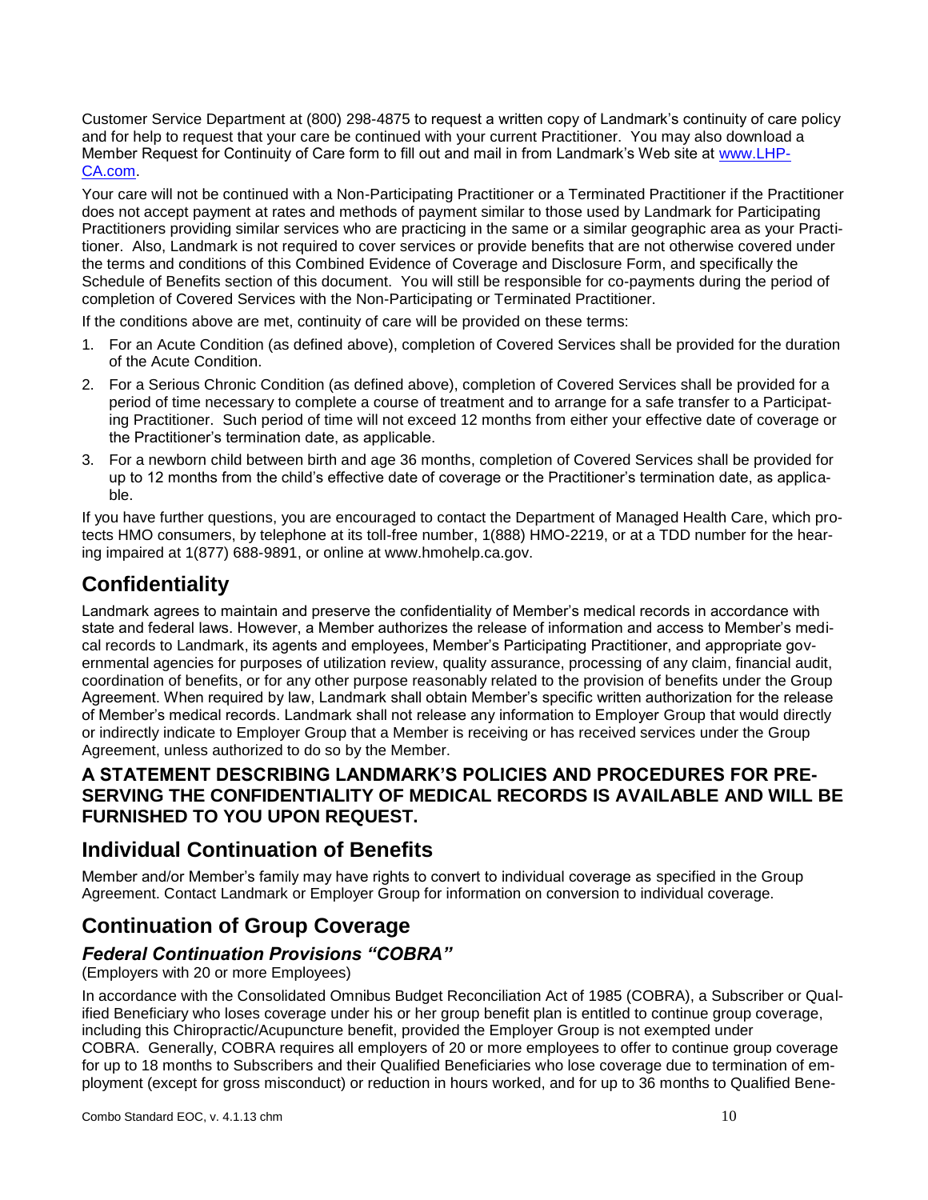Customer Service Department at (800) 298-4875 to request a written copy of Landmark's continuity of care policy and for help to request that your care be continued with your current Practitioner. You may also download a Member Request for Continuity of Care form to fill out and mail in from Landmark's Web site at www.LHP-CA.com.

Your care will not be continued with a Non-Participating Practitioner or a Terminated Practitioner if the Practitioner does not accept payment at rates and methods of payment similar to those used by Landmark for Participating Practitioners providing similar services who are practicing in the same or a similar geographic area as your Practitioner. Also, Landmark is not required to cover services or provide benefits that are not otherwise covered under the terms and conditions of this Combined Evidence of Coverage and Disclosure Form, and specifically the Schedule of Benefits section of this document. You will still be responsible for co-payments during the period of completion of Covered Services with the Non-Participating or Terminated Practitioner.

If the conditions above are met, continuity of care will be provided on these terms:

1. For an Acute Condition (as defined above), completion of Covered Services shall be provided for the duration of the Acute Condition.
2. For a Serious Chronic Condition (as defined above), completion of Covered Services shall be provided for a period of time necessary to complete a course of treatment and to arrange for a safe transfer to a Participating Practitioner. Such period of time will not exceed 12 months from either your effective date of coverage or the Practitioner's termination date, as applicable.
3. For a newborn child between birth and age 36 months, completion of Covered Services shall be provided for up to 12 months from the child's effective date of coverage or the Practitioner's termination date, as applicable.

If you have further questions, you are encouraged to contact the Department of Managed Health Care, which protects HMO consumers, by telephone at its toll-free number, 1(888) HMO-2219, or at a TDD number for the hearing impaired at 1(877) 688-9891, or online at www.hmohelp.ca.gov.

## Confidentiality

Landmark agrees to maintain and preserve the confidentiality of Member's medical records in accordance with state and federal laws. However, a Member authorizes the release of information and access to Member's medical records to Landmark, its agents and employees, Member's Participating Practitioner, and appropriate governmental agencies for purposes of utilization review, quality assurance, processing of any claim, financial audit, coordination of benefits, or for any other purpose reasonably related to the provision of benefits under the Group Agreement. When required by law, Landmark shall obtain Member's specific written authorization for the release of Member's medical records. Landmark shall not release any information to Employer Group that would directly or indirectly indicate to Employer Group that a Member is receiving or has received services under the Group Agreement, unless authorized to do so by the Member.

**A STATEMENT DESCRIBING LANDMARK'S POLICIES AND PROCEDURES FOR PRESERVING THE CONFIDENTIALITY OF MEDICAL RECORDS IS AVAILABLE AND WILL BE FURNISHED TO YOU UPON REQUEST.**

## Individual Continuation of Benefits

Member and/or Member's family may have rights to convert to individual coverage as specified in the Group Agreement. Contact Landmark or Employer Group for information on conversion to individual coverage.

## Continuation of Group Coverage

### *Federal Continuation Provisions "COBRA"*

(Employers with 20 or more Employees)

In accordance with the Consolidated Omnibus Budget Reconciliation Act of 1985 (COBRA), a Subscriber or Qualified Beneficiary who loses coverage under his or her group benefit plan is entitled to continue group coverage, including this Chiropractic/Acupuncture benefit, provided the Employer Group is not exempted under COBRA. Generally, COBRA requires all employers of 20 or more employees to offer to continue group coverage for up to 18 months to Subscribers and their Qualified Beneficiaries who lose coverage due to termination of employment (except for gross misconduct) or reduction in hours worked, and for up to 36 months to Qualified Bene-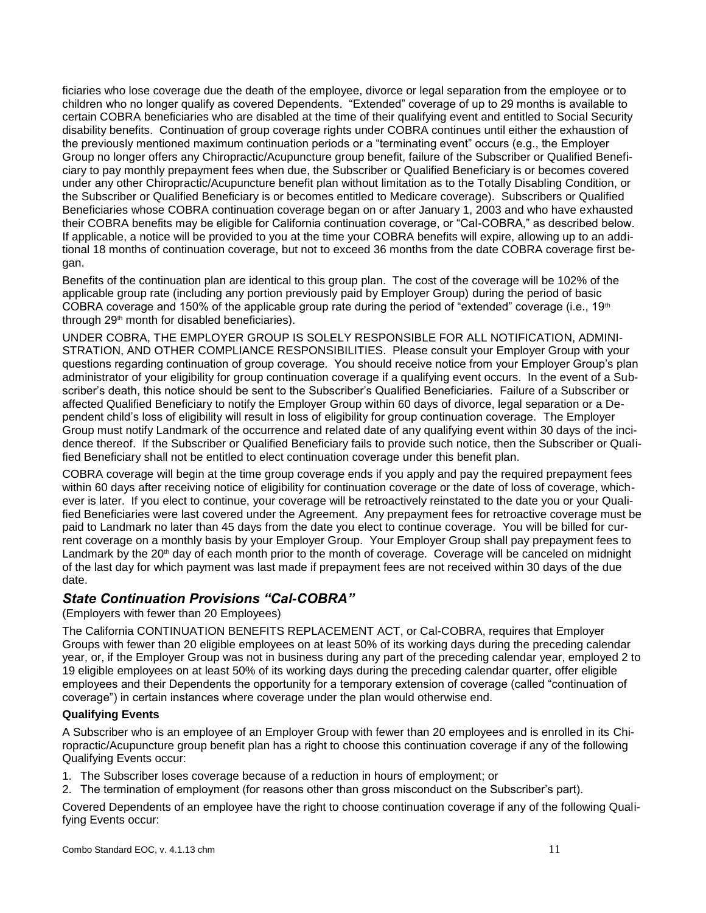ficiaries who lose coverage due the death of the employee, divorce or legal separation from the employee or to children who no longer qualify as covered Dependents. "Extended" coverage of up to 29 months is available to certain COBRA beneficiaries who are disabled at the time of their qualifying event and entitled to Social Security disability benefits. Continuation of group coverage rights under COBRA continues until either the exhaustion of the previously mentioned maximum continuation periods or a "terminating event" occurs (e.g., the Employer Group no longer offers any Chiropractic/Acupuncture group benefit, failure of the Subscriber or Qualified Beneficiary to pay monthly prepayment fees when due, the Subscriber or Qualified Beneficiary is or becomes covered under any other Chiropractic/Acupuncture benefit plan without limitation as to the Totally Disabling Condition, or the Subscriber or Qualified Beneficiary is or becomes entitled to Medicare coverage). Subscribers or Qualified Beneficiaries whose COBRA continuation coverage began on or after January 1, 2003 and who have exhausted their COBRA benefits may be eligible for California continuation coverage, or "Cal-COBRA," as described below. If applicable, a notice will be provided to you at the time your COBRA benefits will expire, allowing up to an additional 18 months of continuation coverage, but not to exceed 36 months from the date COBRA coverage first began.

Benefits of the continuation plan are identical to this group plan. The cost of the coverage will be 102% of the applicable group rate (including any portion previously paid by Employer Group) during the period of basic COBRA coverage and 150% of the applicable group rate during the period of "extended" coverage (i.e., 19th through 29th month for disabled beneficiaries).

UNDER COBRA, THE EMPLOYER GROUP IS SOLELY RESPONSIBLE FOR ALL NOTIFICATION, ADMINISTRATION, AND OTHER COMPLIANCE RESPONSIBILITIES. Please consult your Employer Group with your questions regarding continuation of group coverage. You should receive notice from your Employer Group's plan administrator of your eligibility for group continuation coverage if a qualifying event occurs. In the event of a Subscriber's death, this notice should be sent to the Subscriber's Qualified Beneficiaries. Failure of a Subscriber or affected Qualified Beneficiary to notify the Employer Group within 60 days of divorce, legal separation or a Dependent child's loss of eligibility will result in loss of eligibility for group continuation coverage. The Employer Group must notify Landmark of the occurrence and related date of any qualifying event within 30 days of the incidence thereof. If the Subscriber or Qualified Beneficiary fails to provide such notice, then the Subscriber or Qualified Beneficiary shall not be entitled to elect continuation coverage under this benefit plan.

COBRA coverage will begin at the time group coverage ends if you apply and pay the required prepayment fees within 60 days after receiving notice of eligibility for continuation coverage or the date of loss of coverage, whichever is later. If you elect to continue, your coverage will be retroactively reinstated to the date you or your Qualified Beneficiaries were last covered under the Agreement. Any prepayment fees for retroactive coverage must be paid to Landmark no later than 45 days from the date you elect to continue coverage. You will be billed for current coverage on a monthly basis by your Employer Group. Your Employer Group shall pay prepayment fees to Landmark by the 20th day of each month prior to the month of coverage. Coverage will be canceled on midnight of the last day for which payment was last made if prepayment fees are not received within 30 days of the due date.

## *State Continuation Provisions "Cal-COBRA"*

(Employers with fewer than 20 Employees)

The California CONTINUATION BENEFITS REPLACEMENT ACT, or Cal-COBRA, requires that Employer Groups with fewer than 20 eligible employees on at least 50% of its working days during the preceding calendar year, or, if the Employer Group was not in business during any part of the preceding calendar year, employed 2 to 19 eligible employees on at least 50% of its working days during the preceding calendar quarter, offer eligible employees and their Dependents the opportunity for a temporary extension of coverage (called "continuation of coverage") in certain instances where coverage under the plan would otherwise end.

**Qualifying Events**

A Subscriber who is an employee of an Employer Group with fewer than 20 employees and is enrolled in its Chiropractic/Acupuncture group benefit plan has a right to choose this continuation coverage if any of the following Qualifying Events occur:

1. The Subscriber loses coverage because of a reduction in hours of employment; or
2. The termination of employment (for reasons other than gross misconduct on the Subscriber's part).

Covered Dependents of an employee have the right to choose continuation coverage if any of the following Qualifying Events occur: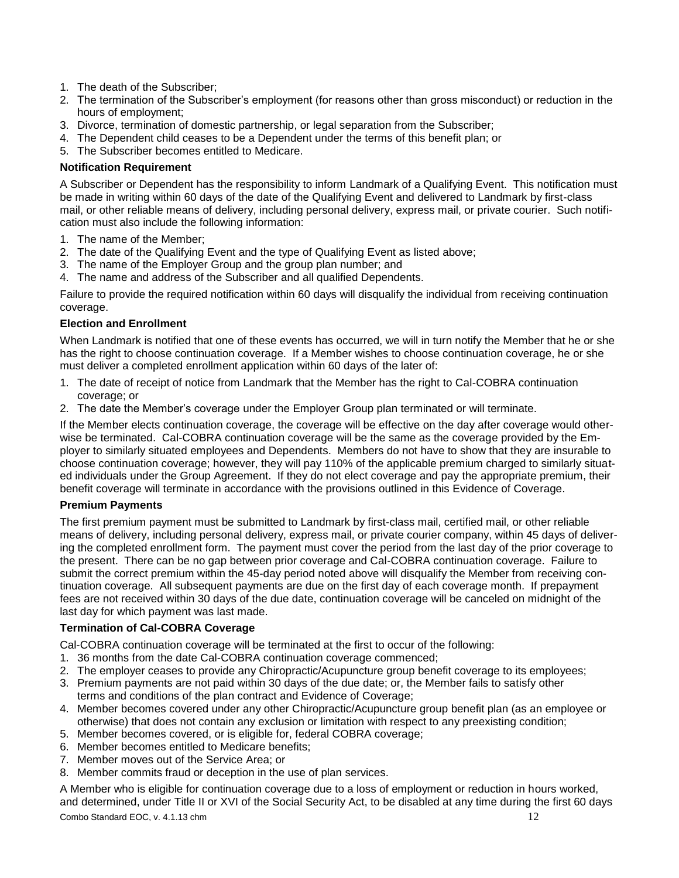1. The death of the Subscriber;
2. The termination of the Subscriber's employment (for reasons other than gross misconduct) or reduction in the hours of employment;
3. Divorce, termination of domestic partnership, or legal separation from the Subscriber;
4. The Dependent child ceases to be a Dependent under the terms of this benefit plan; or
5. The Subscriber becomes entitled to Medicare.

**Notification Requirement**

A Subscriber or Dependent has the responsibility to inform Landmark of a Qualifying Event. This notification must be made in writing within 60 days of the date of the Qualifying Event and delivered to Landmark by first-class mail, or other reliable means of delivery, including personal delivery, express mail, or private courier. Such notification must also include the following information:

1. The name of the Member;
2. The date of the Qualifying Event and the type of Qualifying Event as listed above;
3. The name of the Employer Group and the group plan number; and
4. The name and address of the Subscriber and all qualified Dependents.

Failure to provide the required notification within 60 days will disqualify the individual from receiving continuation coverage.

**Election and Enrollment**

When Landmark is notified that one of these events has occurred, we will in turn notify the Member that he or she has the right to choose continuation coverage. If a Member wishes to choose continuation coverage, he or she must deliver a completed enrollment application within 60 days of the later of:

1. The date of receipt of notice from Landmark that the Member has the right to Cal-COBRA continuation coverage; or
2. The date the Member's coverage under the Employer Group plan terminated or will terminate.

If the Member elects continuation coverage, the coverage will be effective on the day after coverage would otherwise be terminated. Cal-COBRA continuation coverage will be the same as the coverage provided by the Employer to similarly situated employees and Dependents. Members do not have to show that they are insurable to choose continuation coverage; however, they will pay 110% of the applicable premium charged to similarly situated individuals under the Group Agreement. If they do not elect coverage and pay the appropriate premium, their benefit coverage will terminate in accordance with the provisions outlined in this Evidence of Coverage.

**Premium Payments**

The first premium payment must be submitted to Landmark by first-class mail, certified mail, or other reliable means of delivery, including personal delivery, express mail, or private courier company, within 45 days of delivering the completed enrollment form. The payment must cover the period from the last day of the prior coverage to the present. There can be no gap between prior coverage and Cal-COBRA continuation coverage. Failure to submit the correct premium within the 45-day period noted above will disqualify the Member from receiving continuation coverage. All subsequent payments are due on the first day of each coverage month. If prepayment fees are not received within 30 days of the due date, continuation coverage will be canceled on midnight of the last day for which payment was last made.

**Termination of Cal-COBRA Coverage**

Cal-COBRA continuation coverage will be terminated at the first to occur of the following:

1. 36 months from the date Cal-COBRA continuation coverage commenced;
2. The employer ceases to provide any Chiropractic/Acupuncture group benefit coverage to its employees;
3. Premium payments are not paid within 30 days of the due date; or, the Member fails to satisfy other terms and conditions of the plan contract and Evidence of Coverage;
4. Member becomes covered under any other Chiropractic/Acupuncture group benefit plan (as an employee or otherwise) that does not contain any exclusion or limitation with respect to any preexisting condition;
5. Member becomes covered, or is eligible for, federal COBRA coverage;
6. Member becomes entitled to Medicare benefits;
7. Member moves out of the Service Area; or
8. Member commits fraud or deception in the use of plan services.

A Member who is eligible for continuation coverage due to a loss of employment or reduction in hours worked, and determined, under Title II or XVI of the Social Security Act, to be disabled at any time during the first 60 days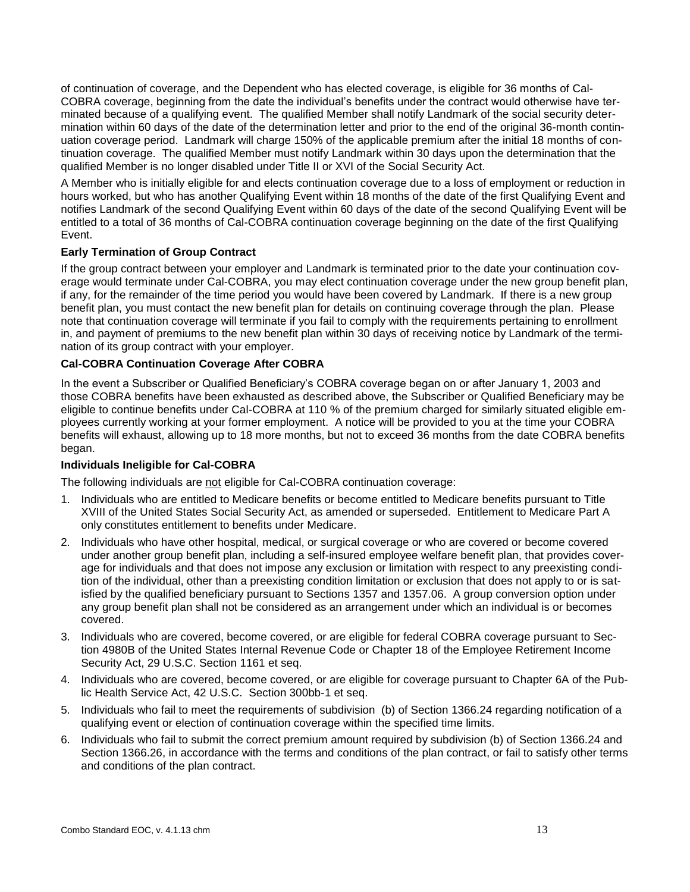of continuation of coverage, and the Dependent who has elected coverage, is eligible for 36 months of Cal-COBRA coverage, beginning from the date the individual's benefits under the contract would otherwise have terminated because of a qualifying event. The qualified Member shall notify Landmark of the social security determination within 60 days of the date of the determination letter and prior to the end of the original 36-month continuation coverage period. Landmark will charge 150% of the applicable premium after the initial 18 months of continuation coverage. The qualified Member must notify Landmark within 30 days upon the determination that the qualified Member is no longer disabled under Title II or XVI of the Social Security Act.

A Member who is initially eligible for and elects continuation coverage due to a loss of employment or reduction in hours worked, but who has another Qualifying Event within 18 months of the date of the first Qualifying Event and notifies Landmark of the second Qualifying Event within 60 days of the date of the second Qualifying Event will be entitled to a total of 36 months of Cal-COBRA continuation coverage beginning on the date of the first Qualifying Event.

**Early Termination of Group Contract**

If the group contract between your employer and Landmark is terminated prior to the date your continuation coverage would terminate under Cal-COBRA, you may elect continuation coverage under the new group benefit plan, if any, for the remainder of the time period you would have been covered by Landmark. If there is a new group benefit plan, you must contact the new benefit plan for details on continuing coverage through the plan. Please note that continuation coverage will terminate if you fail to comply with the requirements pertaining to enrollment in, and payment of premiums to the new benefit plan within 30 days of receiving notice by Landmark of the termination of its group contract with your employer.

**Cal-COBRA Continuation Coverage After COBRA**

In the event a Subscriber or Qualified Beneficiary's COBRA coverage began on or after January 1, 2003 and those COBRA benefits have been exhausted as described above, the Subscriber or Qualified Beneficiary may be eligible to continue benefits under Cal-COBRA at 110 % of the premium charged for similarly situated eligible employees currently working at your former employment. A notice will be provided to you at the time your COBRA benefits will exhaust, allowing up to 18 more months, but not to exceed 36 months from the date COBRA benefits began.

**Individuals Ineligible for Cal-COBRA**

The following individuals are not eligible for Cal-COBRA continuation coverage:

1. Individuals who are entitled to Medicare benefits or become entitled to Medicare benefits pursuant to Title XVIII of the United States Social Security Act, as amended or superseded. Entitlement to Medicare Part A only constitutes entitlement to benefits under Medicare.
2. Individuals who have other hospital, medical, or surgical coverage or who are covered or become covered under another group benefit plan, including a self-insured employee welfare benefit plan, that provides coverage for individuals and that does not impose any exclusion or limitation with respect to any preexisting condition of the individual, other than a preexisting condition limitation or exclusion that does not apply to or is satisfied by the qualified beneficiary pursuant to Sections 1357 and 1357.06. A group conversion option under any group benefit plan shall not be considered as an arrangement under which an individual is or becomes covered.
3. Individuals who are covered, become covered, or are eligible for federal COBRA coverage pursuant to Section 4980B of the United States Internal Revenue Code or Chapter 18 of the Employee Retirement Income Security Act, 29 U.S.C. Section 1161 et seq.
4. Individuals who are covered, become covered, or are eligible for coverage pursuant to Chapter 6A of the Public Health Service Act, 42 U.S.C. Section 300bb-1 et seq.
5. Individuals who fail to meet the requirements of subdivision (b) of Section 1366.24 regarding notification of a qualifying event or election of continuation coverage within the specified time limits.
6. Individuals who fail to submit the correct premium amount required by subdivision (b) of Section 1366.24 and Section 1366.26, in accordance with the terms and conditions of the plan contract, or fail to satisfy other terms and conditions of the plan contract.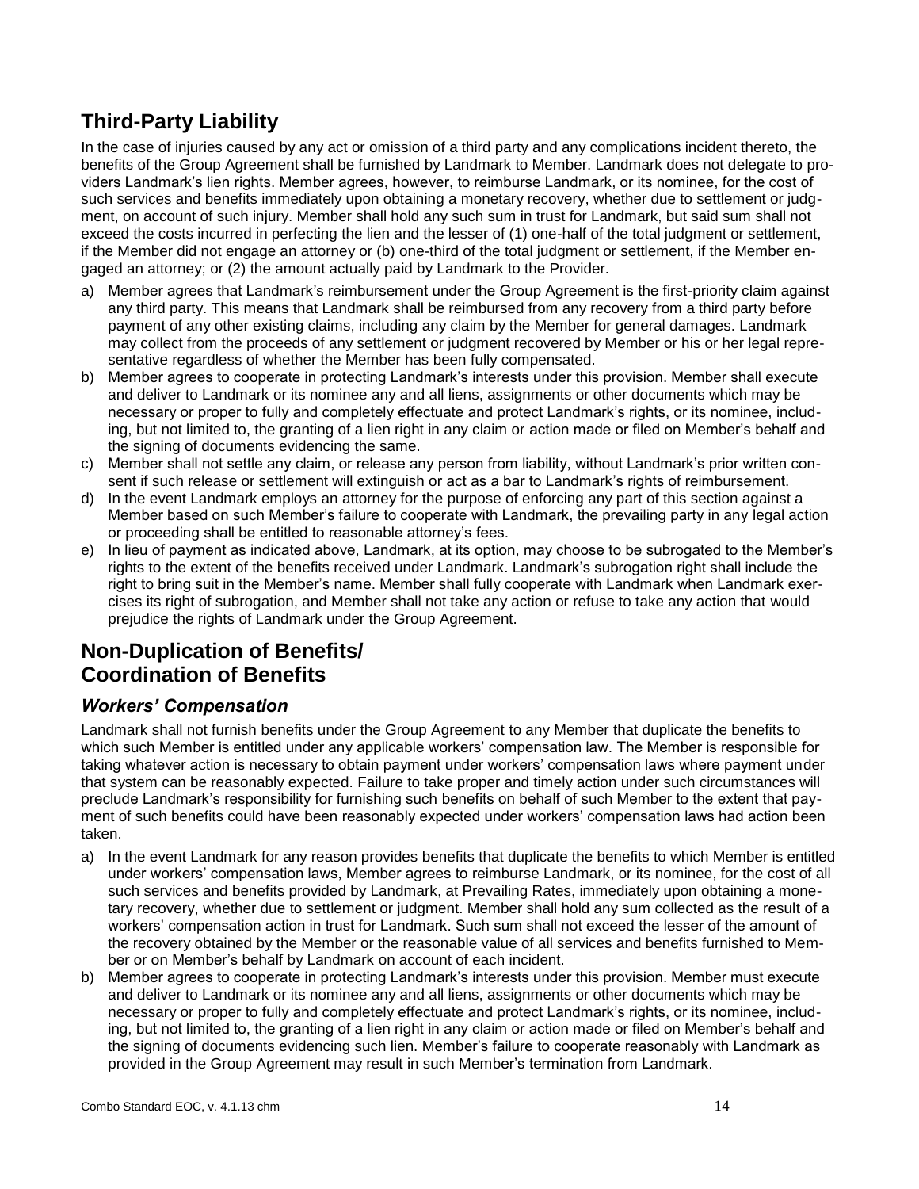## Third-Party Liability

In the case of injuries caused by any act or omission of a third party and any complications incident thereto, the benefits of the Group Agreement shall be furnished by Landmark to Member. Landmark does not delegate to providers Landmark's lien rights. Member agrees, however, to reimburse Landmark, or its nominee, for the cost of such services and benefits immediately upon obtaining a monetary recovery, whether due to settlement or judgment, on account of such injury. Member shall hold any such sum in trust for Landmark, but said sum shall not exceed the costs incurred in perfecting the lien and the lesser of (1) one-half of the total judgment or settlement, if the Member did not engage an attorney or (b) one-third of the total judgment or settlement, if the Member engaged an attorney; or (2) the amount actually paid by Landmark to the Provider.

a) Member agrees that Landmark's reimbursement under the Group Agreement is the first-priority claim against any third party. This means that Landmark shall be reimbursed from any recovery from a third party before payment of any other existing claims, including any claim by the Member for general damages. Landmark may collect from the proceeds of any settlement or judgment recovered by Member or his or her legal representative regardless of whether the Member has been fully compensated.
b) Member agrees to cooperate in protecting Landmark's interests under this provision. Member shall execute and deliver to Landmark or its nominee any and all liens, assignments or other documents which may be necessary or proper to fully and completely effectuate and protect Landmark's rights, or its nominee, including, but not limited to, the granting of a lien right in any claim or action made or filed on Member's behalf and the signing of documents evidencing the same.
c) Member shall not settle any claim, or release any person from liability, without Landmark's prior written consent if such release or settlement will extinguish or act as a bar to Landmark's rights of reimbursement.
d) In the event Landmark employs an attorney for the purpose of enforcing any part of this section against a Member based on such Member's failure to cooperate with Landmark, the prevailing party in any legal action or proceeding shall be entitled to reasonable attorney's fees.
e) In lieu of payment as indicated above, Landmark, at its option, may choose to be subrogated to the Member's rights to the extent of the benefits received under Landmark. Landmark's subrogation right shall include the right to bring suit in the Member's name. Member shall fully cooperate with Landmark when Landmark exercises its right of subrogation, and Member shall not take any action or refuse to take any action that would prejudice the rights of Landmark under the Group Agreement.

## Non-Duplication of Benefits/ Coordination of Benefits

### *Workers' Compensation*

Landmark shall not furnish benefits under the Group Agreement to any Member that duplicate the benefits to which such Member is entitled under any applicable workers' compensation law. The Member is responsible for taking whatever action is necessary to obtain payment under workers' compensation laws where payment under that system can be reasonably expected. Failure to take proper and timely action under such circumstances will preclude Landmark's responsibility for furnishing such benefits on behalf of such Member to the extent that payment of such benefits could have been reasonably expected under workers' compensation laws had action been taken.

a) In the event Landmark for any reason provides benefits that duplicate the benefits to which Member is entitled under workers' compensation laws, Member agrees to reimburse Landmark, or its nominee, for the cost of all such services and benefits provided by Landmark, at Prevailing Rates, immediately upon obtaining a monetary recovery, whether due to settlement or judgment. Member shall hold any sum collected as the result of a workers' compensation action in trust for Landmark. Such sum shall not exceed the lesser of the amount of the recovery obtained by the Member or the reasonable value of all services and benefits furnished to Member or on Member's behalf by Landmark on account of each incident.
b) Member agrees to cooperate in protecting Landmark's interests under this provision. Member must execute and deliver to Landmark or its nominee any and all liens, assignments or other documents which may be necessary or proper to fully and completely effectuate and protect Landmark's rights, or its nominee, including, but not limited to, the granting of a lien right in any claim or action made or filed on Member's behalf and the signing of documents evidencing such lien. Member's failure to cooperate reasonably with Landmark as provided in the Group Agreement may result in such Member's termination from Landmark.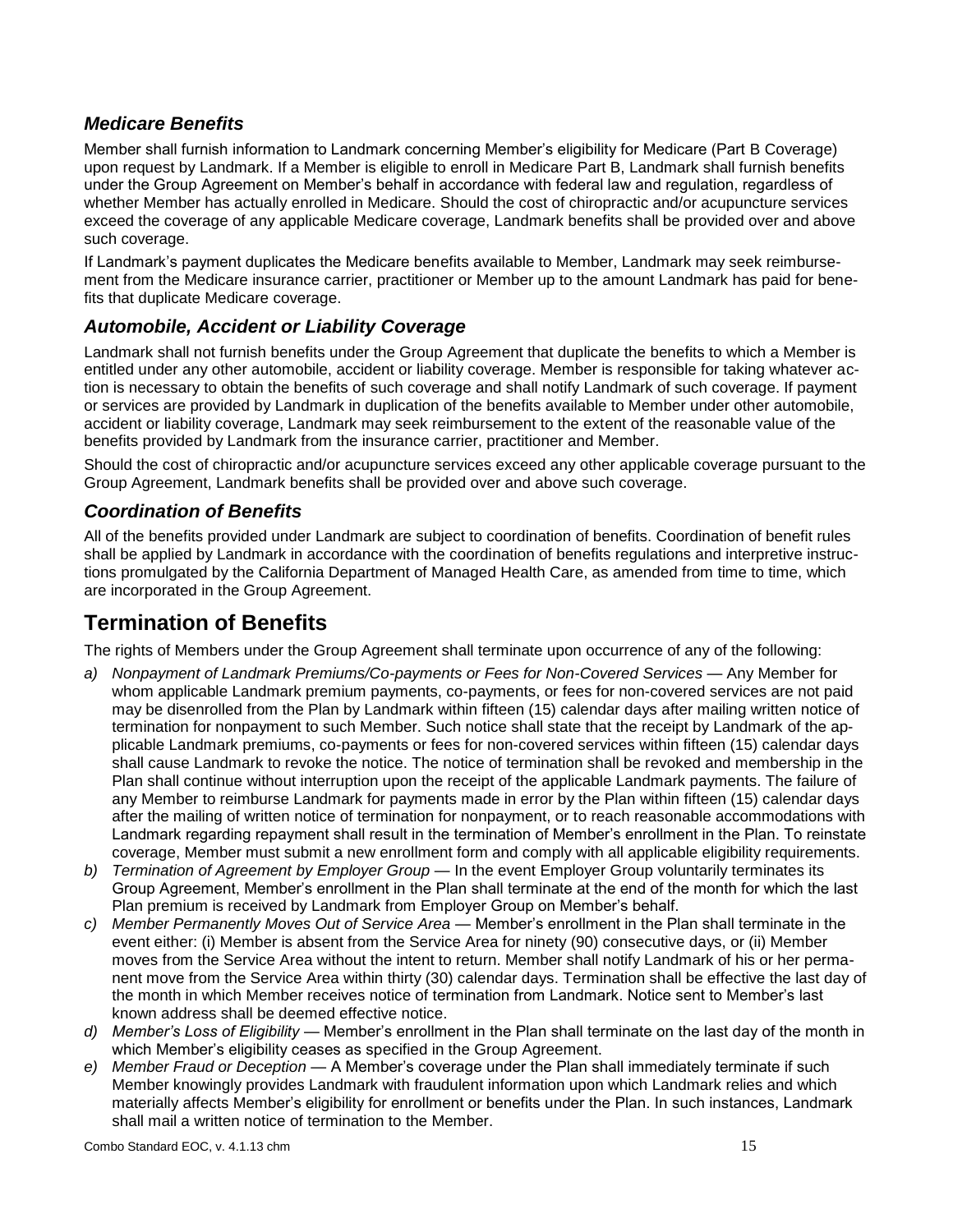### *Medicare Benefits*

Member shall furnish information to Landmark concerning Member's eligibility for Medicare (Part B Coverage) upon request by Landmark. If a Member is eligible to enroll in Medicare Part B, Landmark shall furnish benefits under the Group Agreement on Member's behalf in accordance with federal law and regulation, regardless of whether Member has actually enrolled in Medicare. Should the cost of chiropractic and/or acupuncture services exceed the coverage of any applicable Medicare coverage, Landmark benefits shall be provided over and above such coverage.

If Landmark's payment duplicates the Medicare benefits available to Member, Landmark may seek reimbursement from the Medicare insurance carrier, practitioner or Member up to the amount Landmark has paid for benefits that duplicate Medicare coverage.

### *Automobile, Accident or Liability Coverage*

Landmark shall not furnish benefits under the Group Agreement that duplicate the benefits to which a Member is entitled under any other automobile, accident or liability coverage. Member is responsible for taking whatever action is necessary to obtain the benefits of such coverage and shall notify Landmark of such coverage. If payment or services are provided by Landmark in duplication of the benefits available to Member under other automobile, accident or liability coverage, Landmark may seek reimbursement to the extent of the reasonable value of the benefits provided by Landmark from the insurance carrier, practitioner and Member.

Should the cost of chiropractic and/or acupuncture services exceed any other applicable coverage pursuant to the Group Agreement, Landmark benefits shall be provided over and above such coverage.

### *Coordination of Benefits*

All of the benefits provided under Landmark are subject to coordination of benefits. Coordination of benefit rules shall be applied by Landmark in accordance with the coordination of benefits regulations and interpretive instructions promulgated by the California Department of Managed Health Care, as amended from time to time, which are incorporated in the Group Agreement.

## Termination of Benefits

The rights of Members under the Group Agreement shall terminate upon occurrence of any of the following:

a) *Nonpayment of Landmark Premiums/Co-payments or Fees for Non-Covered Services* — Any Member for whom applicable Landmark premium payments, co-payments, or fees for non-covered services are not paid may be disenrolled from the Plan by Landmark within fifteen (15) calendar days after mailing written notice of termination for nonpayment to such Member. Such notice shall state that the receipt by Landmark of the applicable Landmark premiums, co-payments or fees for non-covered services within fifteen (15) calendar days shall cause Landmark to revoke the notice. The notice of termination shall be revoked and membership in the Plan shall continue without interruption upon the receipt of the applicable Landmark payments. The failure of any Member to reimburse Landmark for payments made in error by the Plan within fifteen (15) calendar days after the mailing of written notice of termination for nonpayment, or to reach reasonable accommodations with Landmark regarding repayment shall result in the termination of Member's enrollment in the Plan. To reinstate coverage, Member must submit a new enrollment form and comply with all applicable eligibility requirements.
b) *Termination of Agreement by Employer Group* — In the event Employer Group voluntarily terminates its Group Agreement, Member's enrollment in the Plan shall terminate at the end of the month for which the last Plan premium is received by Landmark from Employer Group on Member's behalf.
c) *Member Permanently Moves Out of Service Area* — Member's enrollment in the Plan shall terminate in the event either: (i) Member is absent from the Service Area for ninety (90) consecutive days, or (ii) Member moves from the Service Area without the intent to return. Member shall notify Landmark of his or her permanent move from the Service Area within thirty (30) calendar days. Termination shall be effective the last day of the month in which Member receives notice of termination from Landmark. Notice sent to Member's last known address shall be deemed effective notice.
d) *Member's Loss of Eligibility* — Member's enrollment in the Plan shall terminate on the last day of the month in which Member's eligibility ceases as specified in the Group Agreement.
e) *Member Fraud or Deception* — A Member's coverage under the Plan shall immediately terminate if such Member knowingly provides Landmark with fraudulent information upon which Landmark relies and which materially affects Member's eligibility for enrollment or benefits under the Plan. In such instances, Landmark shall mail a written notice of termination to the Member.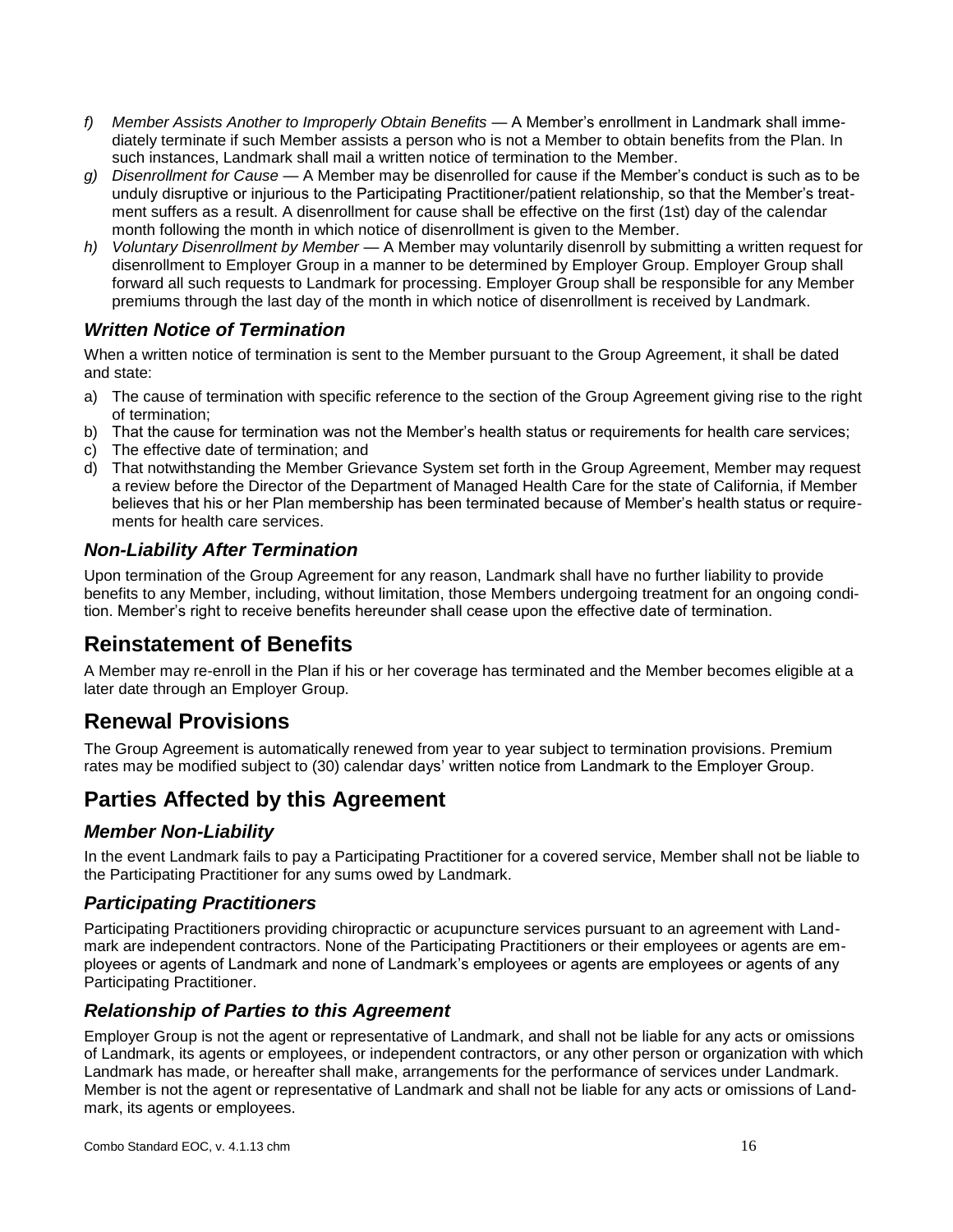f) *Member Assists Another to Improperly Obtain Benefits* — A Member's enrollment in Landmark shall immediately terminate if such Member assists a person who is not a Member to obtain benefits from the Plan. In such instances, Landmark shall mail a written notice of termination to the Member.
g) *Disenrollment for Cause* — A Member may be disenrolled for cause if the Member's conduct is such as to be unduly disruptive or injurious to the Participating Practitioner/patient relationship, so that the Member's treatment suffers as a result. A disenrollment for cause shall be effective on the first (1st) day of the calendar month following the month in which notice of disenrollment is given to the Member.
h) *Voluntary Disenrollment by Member* — A Member may voluntarily disenroll by submitting a written request for disenrollment to Employer Group in a manner to be determined by Employer Group. Employer Group shall forward all such requests to Landmark for processing. Employer Group shall be responsible for any Member premiums through the last day of the month in which notice of disenrollment is received by Landmark.

### *Written Notice of Termination*

When a written notice of termination is sent to the Member pursuant to the Group Agreement, it shall be dated and state:

a) The cause of termination with specific reference to the section of the Group Agreement giving rise to the right of termination;
b) That the cause for termination was not the Member's health status or requirements for health care services;
c) The effective date of termination; and
d) That notwithstanding the Member Grievance System set forth in the Group Agreement, Member may request a review before the Director of the Department of Managed Health Care for the state of California, if Member believes that his or her Plan membership has been terminated because of Member's health status or requirements for health care services.

### *Non-Liability After Termination*

Upon termination of the Group Agreement for any reason, Landmark shall have no further liability to provide benefits to any Member, including, without limitation, those Members undergoing treatment for an ongoing condition. Member's right to receive benefits hereunder shall cease upon the effective date of termination.

## Reinstatement of Benefits

A Member may re-enroll in the Plan if his or her coverage has terminated and the Member becomes eligible at a later date through an Employer Group.

## Renewal Provisions

The Group Agreement is automatically renewed from year to year subject to termination provisions. Premium rates may be modified subject to (30) calendar days' written notice from Landmark to the Employer Group.

## Parties Affected by this Agreement

### *Member Non-Liability*

In the event Landmark fails to pay a Participating Practitioner for a covered service, Member shall not be liable to the Participating Practitioner for any sums owed by Landmark.

### *Participating Practitioners*

Participating Practitioners providing chiropractic or acupuncture services pursuant to an agreement with Landmark are independent contractors. None of the Participating Practitioners or their employees or agents are employees or agents of Landmark and none of Landmark's employees or agents are employees or agents of any Participating Practitioner.

### *Relationship of Parties to this Agreement*

Employer Group is not the agent or representative of Landmark, and shall not be liable for any acts or omissions of Landmark, its agents or employees, or independent contractors, or any other person or organization with which Landmark has made, or hereafter shall make, arrangements for the performance of services under Landmark. Member is not the agent or representative of Landmark and shall not be liable for any acts or omissions of Landmark, its agents or employees.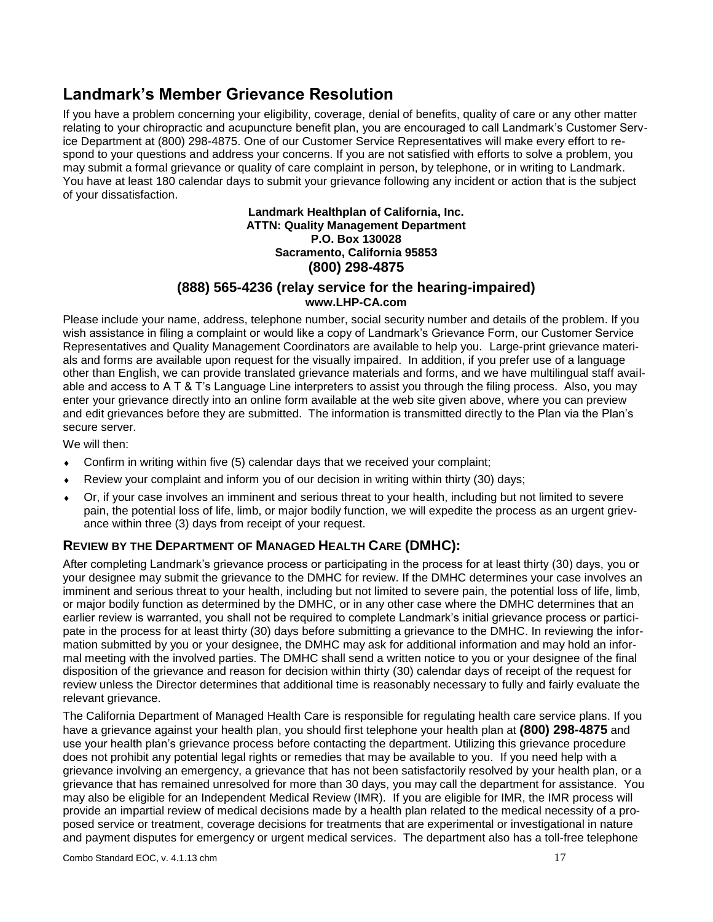## Landmark's Member Grievance Resolution

If you have a problem concerning your eligibility, coverage, denial of benefits, quality of care or any other matter relating to your chiropractic and acupuncture benefit plan, you are encouraged to call Landmark's Customer Service Department at (800) 298-4875. One of our Customer Service Representatives will make every effort to respond to your questions and address your concerns. If you are not satisfied with efforts to solve a problem, you may submit a formal grievance or quality of care complaint in person, by telephone, or in writing to Landmark. You have at least 180 calendar days to submit your grievance following any incident or action that is the subject of your dissatisfaction.

**Landmark Healthplan of California, Inc.**
**ATTN: Quality Management Department**
**P.O. Box 130028**
**Sacramento, California 95853**
**(800) 298-4875**

**(888) 565-4236 (relay service for the hearing-impaired)**
**www.LHP-CA.com**

Please include your name, address, telephone number, social security number and details of the problem. If you wish assistance in filing a complaint or would like a copy of Landmark's Grievance Form, our Customer Service Representatives and Quality Management Coordinators are available to help you. Large-print grievance materials and forms are available upon request for the visually impaired. In addition, if you prefer use of a language other than English, we can provide translated grievance materials and forms, and we have multilingual staff available and access to A T & T's Language Line interpreters to assist you through the filing process. Also, you may enter your grievance directly into an online form available at the web site given above, where you can preview and edit grievances before they are submitted. The information is transmitted directly to the Plan via the Plan's secure server.

We will then:

- Confirm in writing within five (5) calendar days that we received your complaint;
- Review your complaint and inform you of our decision in writing within thirty (30) days;
- Or, if your case involves an imminent and serious threat to your health, including but not limited to severe pain, the potential loss of life, limb, or major bodily function, we will expedite the process as an urgent grievance within three (3) days from receipt of your request.

### Review by the Department of Managed Health Care (DMHC):

After completing Landmark's grievance process or participating in the process for at least thirty (30) days, you or your designee may submit the grievance to the DMHC for review. If the DMHC determines your case involves an imminent and serious threat to your health, including but not limited to severe pain, the potential loss of life, limb, or major bodily function as determined by the DMHC, or in any other case where the DMHC determines that an earlier review is warranted, you shall not be required to complete Landmark's initial grievance process or participate in the process for at least thirty (30) days before submitting a grievance to the DMHC. In reviewing the information submitted by you or your designee, the DMHC may ask for additional information and may hold an informal meeting with the involved parties. The DMHC shall send a written notice to you or your designee of the final disposition of the grievance and reason for decision within thirty (30) calendar days of receipt of the request for review unless the Director determines that additional time is reasonably necessary to fully and fairly evaluate the relevant grievance.

The California Department of Managed Health Care is responsible for regulating health care service plans. If you have a grievance against your health plan, you should first telephone your health plan at **(800) 298-4875** and use your health plan's grievance process before contacting the department. Utilizing this grievance procedure does not prohibit any potential legal rights or remedies that may be available to you. If you need help with a grievance involving an emergency, a grievance that has not been satisfactorily resolved by your health plan, or a grievance that has remained unresolved for more than 30 days, you may call the department for assistance. You may also be eligible for an Independent Medical Review (IMR). If you are eligible for IMR, the IMR process will provide an impartial review of medical decisions made by a health plan related to the medical necessity of a proposed service or treatment, coverage decisions for treatments that are experimental or investigational in nature and payment disputes for emergency or urgent medical services. The department also has a toll-free telephone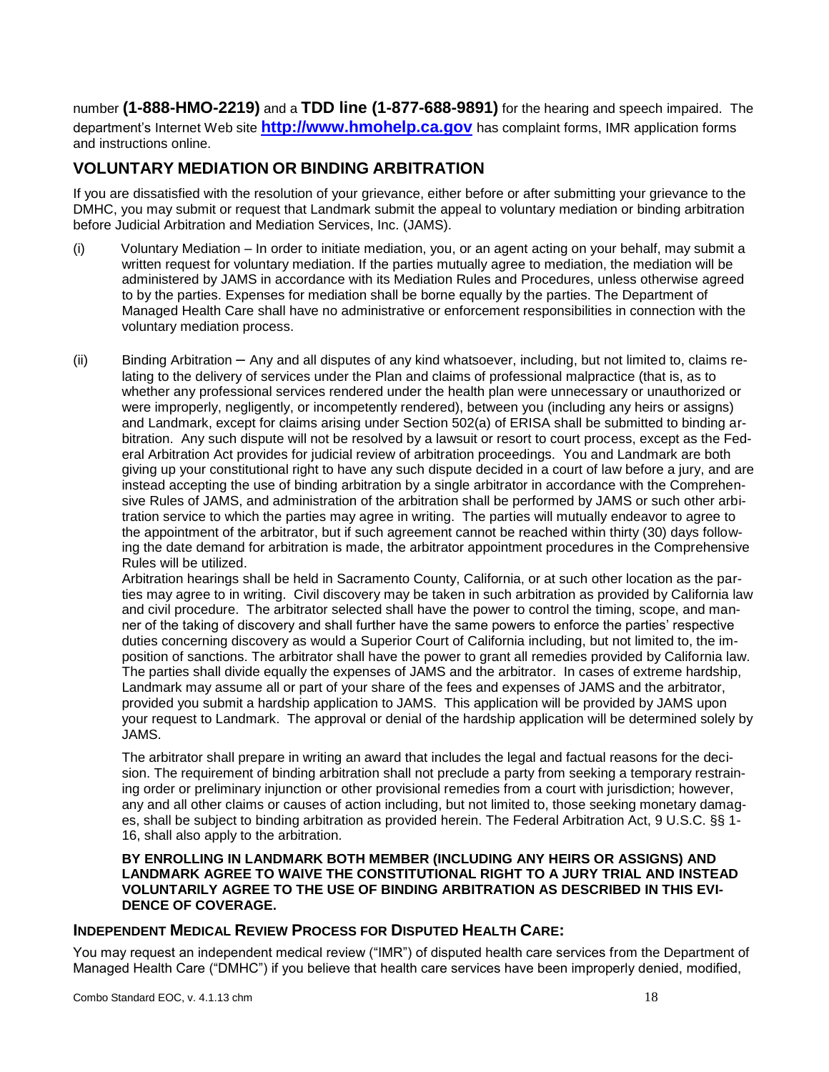number **(1-888-HMO-2219)** and a **TDD line (1-877-688-9891)** for the hearing and speech impaired. The department's Internet Web site **http://www.hmohelp.ca.gov** has complaint forms, IMR application forms and instructions online.

## VOLUNTARY MEDIATION OR BINDING ARBITRATION

If you are dissatisfied with the resolution of your grievance, either before or after submitting your grievance to the DMHC, you may submit or request that Landmark submit the appeal to voluntary mediation or binding arbitration before Judicial Arbitration and Mediation Services, Inc. (JAMS).

(i) Voluntary Mediation – In order to initiate mediation, you, or an agent acting on your behalf, may submit a written request for voluntary mediation. If the parties mutually agree to mediation, the mediation will be administered by JAMS in accordance with its Mediation Rules and Procedures, unless otherwise agreed to by the parties. Expenses for mediation shall be borne equally by the parties. The Department of Managed Health Care shall have no administrative or enforcement responsibilities in connection with the voluntary mediation process.

(ii) Binding Arbitration – Any and all disputes of any kind whatsoever, including, but not limited to, claims relating to the delivery of services under the Plan and claims of professional malpractice (that is, as to whether any professional services rendered under the health plan were unnecessary or unauthorized or were improperly, negligently, or incompetently rendered), between you (including any heirs or assigns) and Landmark, except for claims arising under Section 502(a) of ERISA shall be submitted to binding arbitration. Any such dispute will not be resolved by a lawsuit or resort to court process, except as the Federal Arbitration Act provides for judicial review of arbitration proceedings. You and Landmark are both giving up your constitutional right to have any such dispute decided in a court of law before a jury, and are instead accepting the use of binding arbitration by a single arbitrator in accordance with the Comprehensive Rules of JAMS, and administration of the arbitration shall be performed by JAMS or such other arbitration service to which the parties may agree in writing. The parties will mutually endeavor to agree to the appointment of the arbitrator, but if such agreement cannot be reached within thirty (30) days following the date demand for arbitration is made, the arbitrator appointment procedures in the Comprehensive Rules will be utilized.

Arbitration hearings shall be held in Sacramento County, California, or at such other location as the parties may agree to in writing. Civil discovery may be taken in such arbitration as provided by California law and civil procedure. The arbitrator selected shall have the power to control the timing, scope, and manner of the taking of discovery and shall further have the same powers to enforce the parties' respective duties concerning discovery as would a Superior Court of California including, but not limited to, the imposition of sanctions. The arbitrator shall have the power to grant all remedies provided by California law. The parties shall divide equally the expenses of JAMS and the arbitrator. In cases of extreme hardship, Landmark may assume all or part of your share of the fees and expenses of JAMS and the arbitrator, provided you submit a hardship application to JAMS. This application will be provided by JAMS upon your request to Landmark. The approval or denial of the hardship application will be determined solely by JAMS.

The arbitrator shall prepare in writing an award that includes the legal and factual reasons for the decision. The requirement of binding arbitration shall not preclude a party from seeking a temporary restraining order or preliminary injunction or other provisional remedies from a court with jurisdiction; however, any and all other claims or causes of action including, but not limited to, those seeking monetary damages, shall be subject to binding arbitration as provided herein. The Federal Arbitration Act, 9 U.S.C. §§ 1-16, shall also apply to the arbitration.

**BY ENROLLING IN LANDMARK BOTH MEMBER (INCLUDING ANY HEIRS OR ASSIGNS) AND LANDMARK AGREE TO WAIVE THE CONSTITUTIONAL RIGHT TO A JURY TRIAL AND INSTEAD VOLUNTARILY AGREE TO THE USE OF BINDING ARBITRATION AS DESCRIBED IN THIS EVIDENCE OF COVERAGE.**

### INDEPENDENT MEDICAL REVIEW PROCESS FOR DISPUTED HEALTH CARE:

You may request an independent medical review ("IMR") of disputed health care services from the Department of Managed Health Care ("DMHC") if you believe that health care services have been improperly denied, modified,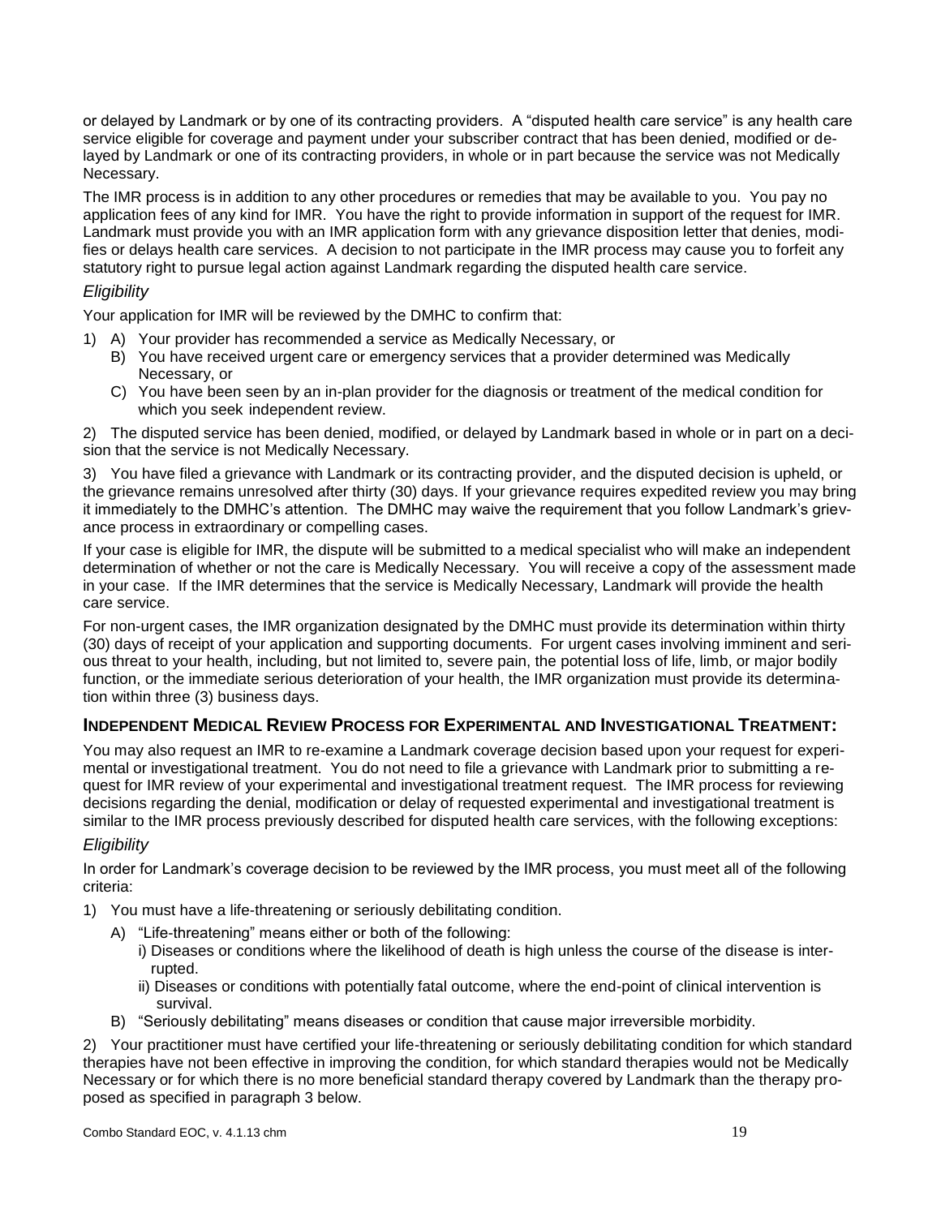or delayed by Landmark or by one of its contracting providers. A "disputed health care service" is any health care service eligible for coverage and payment under your subscriber contract that has been denied, modified or delayed by Landmark or one of its contracting providers, in whole or in part because the service was not Medically Necessary.

The IMR process is in addition to any other procedures or remedies that may be available to you. You pay no application fees of any kind for IMR. You have the right to provide information in support of the request for IMR. Landmark must provide you with an IMR application form with any grievance disposition letter that denies, modifies or delays health care services. A decision to not participate in the IMR process may cause you to forfeit any statutory right to pursue legal action against Landmark regarding the disputed health care service.

### *Eligibility*

Your application for IMR will be reviewed by the DMHC to confirm that:

1) A) Your provider has recommended a service as Medically Necessary, or
   B) You have received urgent care or emergency services that a provider determined was Medically Necessary, or
   C) You have been seen by an in-plan provider for the diagnosis or treatment of the medical condition for which you seek independent review.

2) The disputed service has been denied, modified, or delayed by Landmark based in whole or in part on a decision that the service is not Medically Necessary.

3) You have filed a grievance with Landmark or its contracting provider, and the disputed decision is upheld, or the grievance remains unresolved after thirty (30) days. If your grievance requires expedited review you may bring it immediately to the DMHC's attention. The DMHC may waive the requirement that you follow Landmark's grievance process in extraordinary or compelling cases.

If your case is eligible for IMR, the dispute will be submitted to a medical specialist who will make an independent determination of whether or not the care is Medically Necessary. You will receive a copy of the assessment made in your case. If the IMR determines that the service is Medically Necessary, Landmark will provide the health care service.

For non-urgent cases, the IMR organization designated by the DMHC must provide its determination within thirty (30) days of receipt of your application and supporting documents. For urgent cases involving imminent and serious threat to your health, including, but not limited to, severe pain, the potential loss of life, limb, or major bodily function, or the immediate serious deterioration of your health, the IMR organization must provide its determination within three (3) business days.

## **INDEPENDENT MEDICAL REVIEW PROCESS FOR EXPERIMENTAL AND INVESTIGATIONAL TREATMENT:**

You may also request an IMR to re-examine a Landmark coverage decision based upon your request for experimental or investigational treatment. You do not need to file a grievance with Landmark prior to submitting a request for IMR review of your experimental and investigational treatment request. The IMR process for reviewing decisions regarding the denial, modification or delay of requested experimental and investigational treatment is similar to the IMR process previously described for disputed health care services, with the following exceptions:

### *Eligibility*

In order for Landmark's coverage decision to be reviewed by the IMR process, you must meet all of the following criteria:

1) You must have a life-threatening or seriously debilitating condition.
   A) "Life-threatening" means either or both of the following:
      i) Diseases or conditions where the likelihood of death is high unless the course of the disease is interrupted.
      ii) Diseases or conditions with potentially fatal outcome, where the end-point of clinical intervention is survival.
   B) "Seriously debilitating" means diseases or condition that cause major irreversible morbidity.

2) Your practitioner must have certified your life-threatening or seriously debilitating condition for which standard therapies have not been effective in improving the condition, for which standard therapies would not be Medically Necessary or for which there is no more beneficial standard therapy covered by Landmark than the therapy proposed as specified in paragraph 3 below.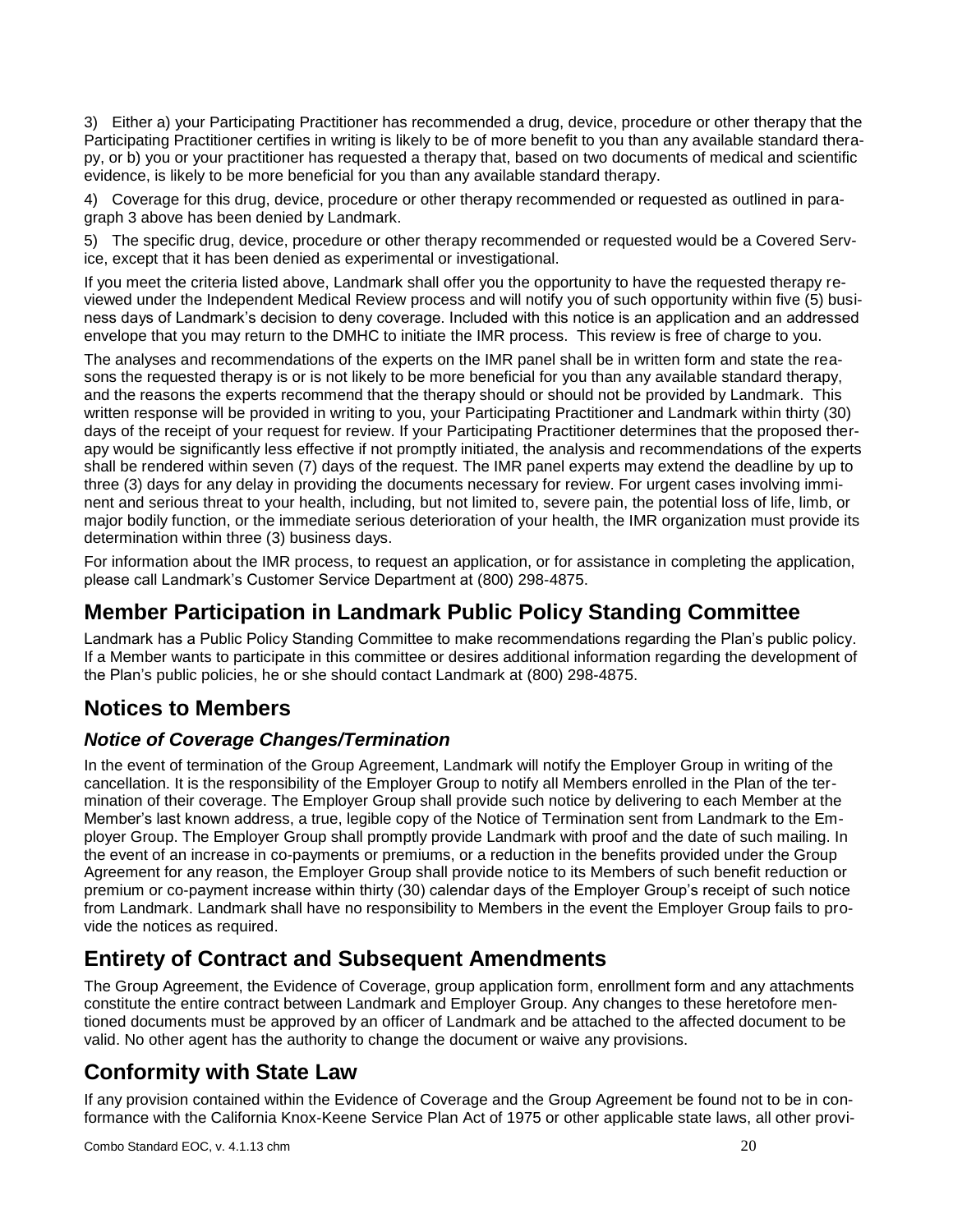3) Either a) your Participating Practitioner has recommended a drug, device, procedure or other therapy that the Participating Practitioner certifies in writing is likely to be of more benefit to you than any available standard therapy, or b) you or your practitioner has requested a therapy that, based on two documents of medical and scientific evidence, is likely to be more beneficial for you than any available standard therapy.

4) Coverage for this drug, device, procedure or other therapy recommended or requested as outlined in paragraph 3 above has been denied by Landmark.

5) The specific drug, device, procedure or other therapy recommended or requested would be a Covered Service, except that it has been denied as experimental or investigational.

If you meet the criteria listed above, Landmark shall offer you the opportunity to have the requested therapy reviewed under the Independent Medical Review process and will notify you of such opportunity within five (5) business days of Landmark's decision to deny coverage. Included with this notice is an application and an addressed envelope that you may return to the DMHC to initiate the IMR process. This review is free of charge to you.

The analyses and recommendations of the experts on the IMR panel shall be in written form and state the reasons the requested therapy is or is not likely to be more beneficial for you than any available standard therapy, and the reasons the experts recommend that the therapy should or should not be provided by Landmark. This written response will be provided in writing to you, your Participating Practitioner and Landmark within thirty (30) days of the receipt of your request for review. If your Participating Practitioner determines that the proposed therapy would be significantly less effective if not promptly initiated, the analysis and recommendations of the experts shall be rendered within seven (7) days of the request. The IMR panel experts may extend the deadline by up to three (3) days for any delay in providing the documents necessary for review. For urgent cases involving imminent and serious threat to your health, including, but not limited to, severe pain, the potential loss of life, limb, or major bodily function, or the immediate serious deterioration of your health, the IMR organization must provide its determination within three (3) business days.

For information about the IMR process, to request an application, or for assistance in completing the application, please call Landmark's Customer Service Department at (800) 298-4875.

## Member Participation in Landmark Public Policy Standing Committee

Landmark has a Public Policy Standing Committee to make recommendations regarding the Plan's public policy. If a Member wants to participate in this committee or desires additional information regarding the development of the Plan's public policies, he or she should contact Landmark at (800) 298-4875.

## Notices to Members

### *Notice of Coverage Changes/Termination*

In the event of termination of the Group Agreement, Landmark will notify the Employer Group in writing of the cancellation. It is the responsibility of the Employer Group to notify all Members enrolled in the Plan of the termination of their coverage. The Employer Group shall provide such notice by delivering to each Member at the Member's last known address, a true, legible copy of the Notice of Termination sent from Landmark to the Employer Group. The Employer Group shall promptly provide Landmark with proof and the date of such mailing. In the event of an increase in co-payments or premiums, or a reduction in the benefits provided under the Group Agreement for any reason, the Employer Group shall provide notice to its Members of such benefit reduction or premium or co-payment increase within thirty (30) calendar days of the Employer Group's receipt of such notice from Landmark. Landmark shall have no responsibility to Members in the event the Employer Group fails to provide the notices as required.

## Entirety of Contract and Subsequent Amendments

The Group Agreement, the Evidence of Coverage, group application form, enrollment form and any attachments constitute the entire contract between Landmark and Employer Group. Any changes to these heretofore mentioned documents must be approved by an officer of Landmark and be attached to the affected document to be valid. No other agent has the authority to change the document or waive any provisions.

## Conformity with State Law

If any provision contained within the Evidence of Coverage and the Group Agreement be found not to be in conformance with the California Knox-Keene Service Plan Act of 1975 or other applicable state laws, all other provi-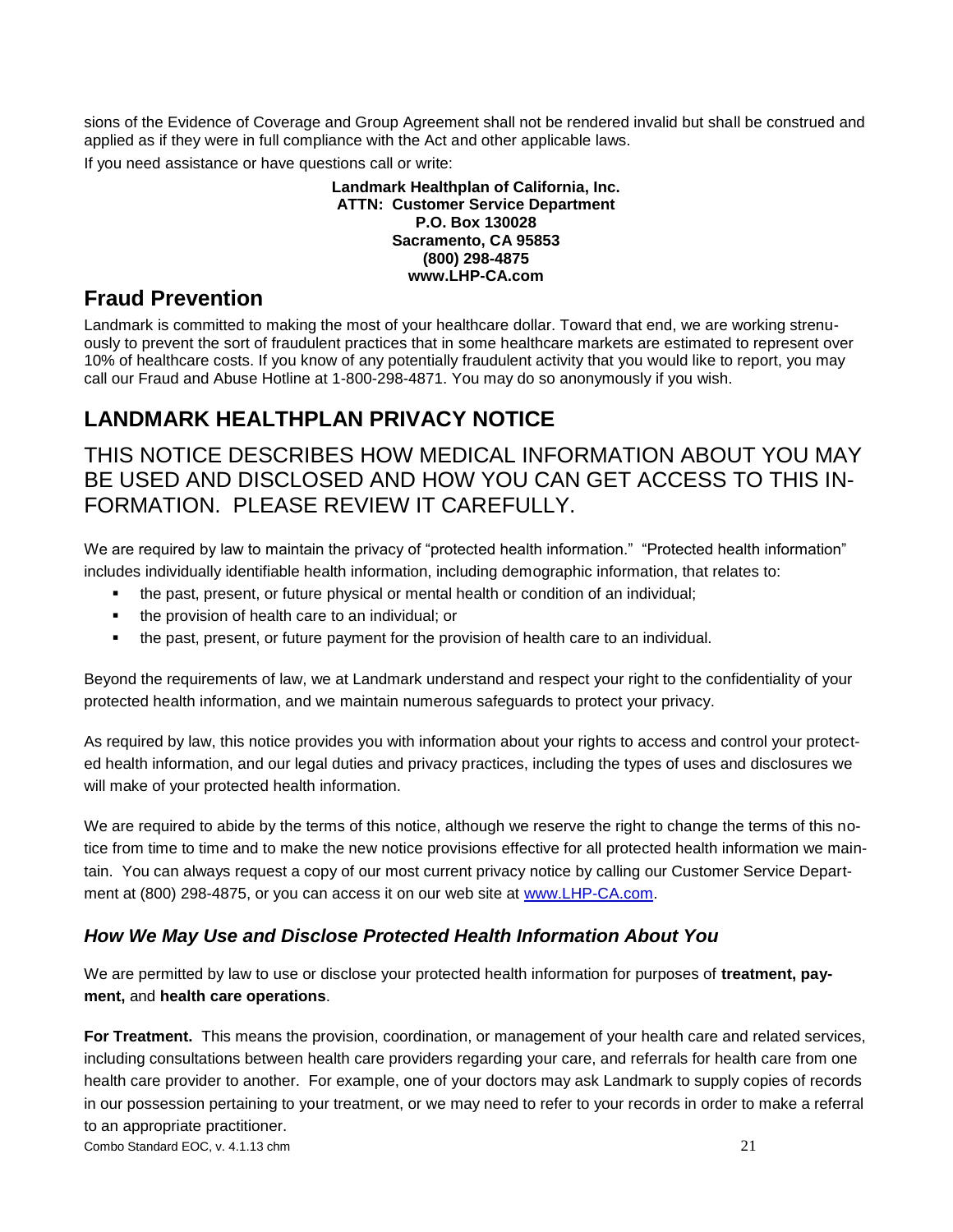sions of the Evidence of Coverage and Group Agreement shall not be rendered invalid but shall be construed and applied as if they were in full compliance with the Act and other applicable laws.

If you need assistance or have questions call or write:

**Landmark Healthplan of California, Inc.**
**ATTN: Customer Service Department**
**P.O. Box 130028**
**Sacramento, CA 95853**
**(800) 298-4875**
**www.LHP-CA.com**

## Fraud Prevention

Landmark is committed to making the most of your healthcare dollar. Toward that end, we are working strenuously to prevent the sort of fraudulent practices that in some healthcare markets are estimated to represent over 10% of healthcare costs. If you know of any potentially fraudulent activity that you would like to report, you may call our Fraud and Abuse Hotline at 1-800-298-4871. You may do so anonymously if you wish.

## LANDMARK HEALTHPLAN PRIVACY NOTICE

### THIS NOTICE DESCRIBES HOW MEDICAL INFORMATION ABOUT YOU MAY BE USED AND DISCLOSED AND HOW YOU CAN GET ACCESS TO THIS INFORMATION. PLEASE REVIEW IT CAREFULLY.

We are required by law to maintain the privacy of "protected health information." "Protected health information" includes individually identifiable health information, including demographic information, that relates to:

- the past, present, or future physical or mental health or condition of an individual;
- the provision of health care to an individual; or
- the past, present, or future payment for the provision of health care to an individual.

Beyond the requirements of law, we at Landmark understand and respect your right to the confidentiality of your protected health information, and we maintain numerous safeguards to protect your privacy.

As required by law, this notice provides you with information about your rights to access and control your protected health information, and our legal duties and privacy practices, including the types of uses and disclosures we will make of your protected health information.

We are required to abide by the terms of this notice, although we reserve the right to change the terms of this notice from time to time and to make the new notice provisions effective for all protected health information we maintain. You can always request a copy of our most current privacy notice by calling our Customer Service Department at (800) 298-4875, or you can access it on our web site at www.LHP-CA.com.

### *How We May Use and Disclose Protected Health Information About You*

We are permitted by law to use or disclose your protected health information for purposes of **treatment, payment,** and **health care operations**.

**For Treatment.** This means the provision, coordination, or management of your health care and related services, including consultations between health care providers regarding your care, and referrals for health care from one health care provider to another. For example, one of your doctors may ask Landmark to supply copies of records in our possession pertaining to your treatment, or we may need to refer to your records in order to make a referral to an appropriate practitioner.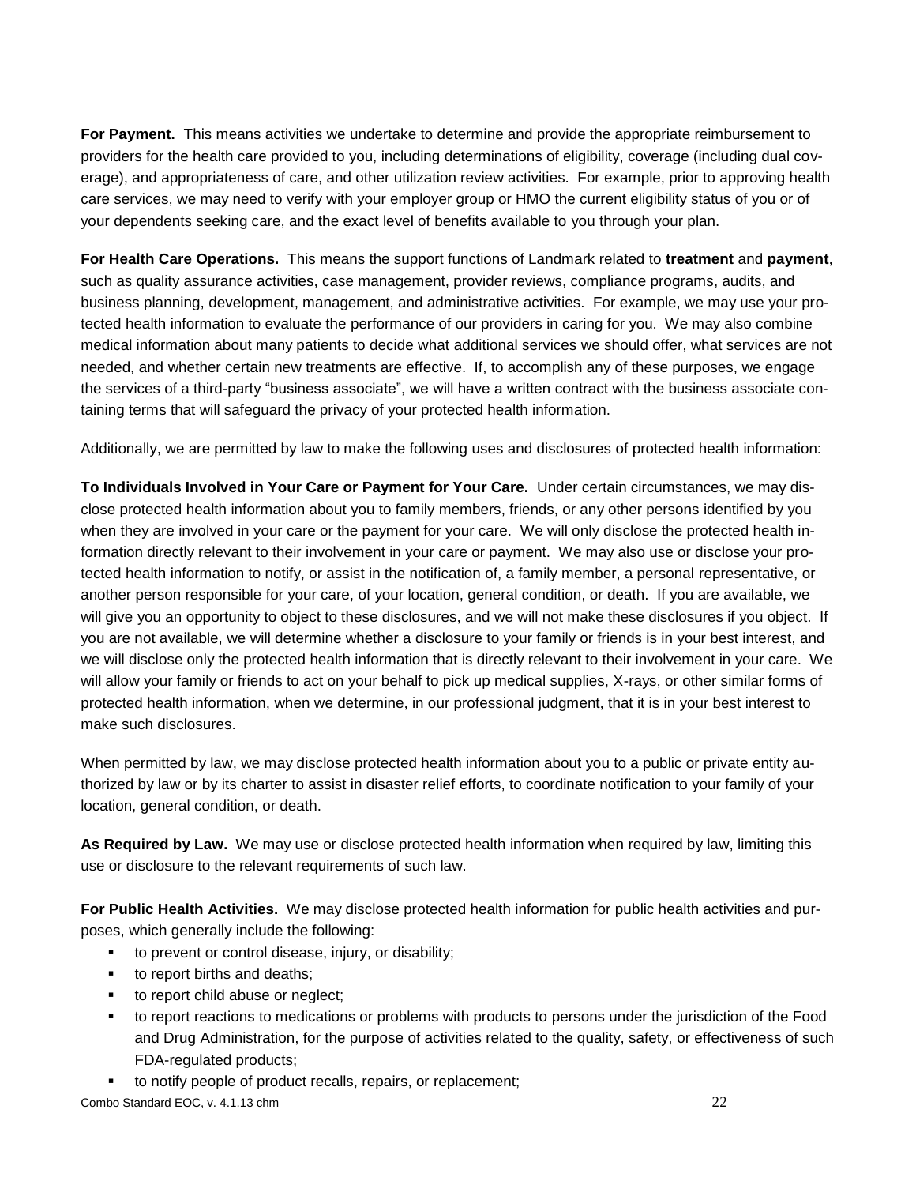**For Payment.** This means activities we undertake to determine and provide the appropriate reimbursement to providers for the health care provided to you, including determinations of eligibility, coverage (including dual coverage), and appropriateness of care, and other utilization review activities. For example, prior to approving health care services, we may need to verify with your employer group or HMO the current eligibility status of you or of your dependents seeking care, and the exact level of benefits available to you through your plan.

**For Health Care Operations.** This means the support functions of Landmark related to **treatment** and **payment**, such as quality assurance activities, case management, provider reviews, compliance programs, audits, and business planning, development, management, and administrative activities. For example, we may use your protected health information to evaluate the performance of our providers in caring for you. We may also combine medical information about many patients to decide what additional services we should offer, what services are not needed, and whether certain new treatments are effective. If, to accomplish any of these purposes, we engage the services of a third-party "business associate", we will have a written contract with the business associate containing terms that will safeguard the privacy of your protected health information.

Additionally, we are permitted by law to make the following uses and disclosures of protected health information:

**To Individuals Involved in Your Care or Payment for Your Care.** Under certain circumstances, we may disclose protected health information about you to family members, friends, or any other persons identified by you when they are involved in your care or the payment for your care. We will only disclose the protected health information directly relevant to their involvement in your care or payment. We may also use or disclose your protected health information to notify, or assist in the notification of, a family member, a personal representative, or another person responsible for your care, of your location, general condition, or death. If you are available, we will give you an opportunity to object to these disclosures, and we will not make these disclosures if you object. If you are not available, we will determine whether a disclosure to your family or friends is in your best interest, and we will disclose only the protected health information that is directly relevant to their involvement in your care. We will allow your family or friends to act on your behalf to pick up medical supplies, X-rays, or other similar forms of protected health information, when we determine, in our professional judgment, that it is in your best interest to make such disclosures.

When permitted by law, we may disclose protected health information about you to a public or private entity authorized by law or by its charter to assist in disaster relief efforts, to coordinate notification to your family of your location, general condition, or death.

**As Required by Law.** We may use or disclose protected health information when required by law, limiting this use or disclosure to the relevant requirements of such law.

**For Public Health Activities.** We may disclose protected health information for public health activities and purposes, which generally include the following:

- to prevent or control disease, injury, or disability;
- to report births and deaths;
- to report child abuse or neglect;
- to report reactions to medications or problems with products to persons under the jurisdiction of the Food and Drug Administration, for the purpose of activities related to the quality, safety, or effectiveness of such FDA-regulated products;
- to notify people of product recalls, repairs, or replacement;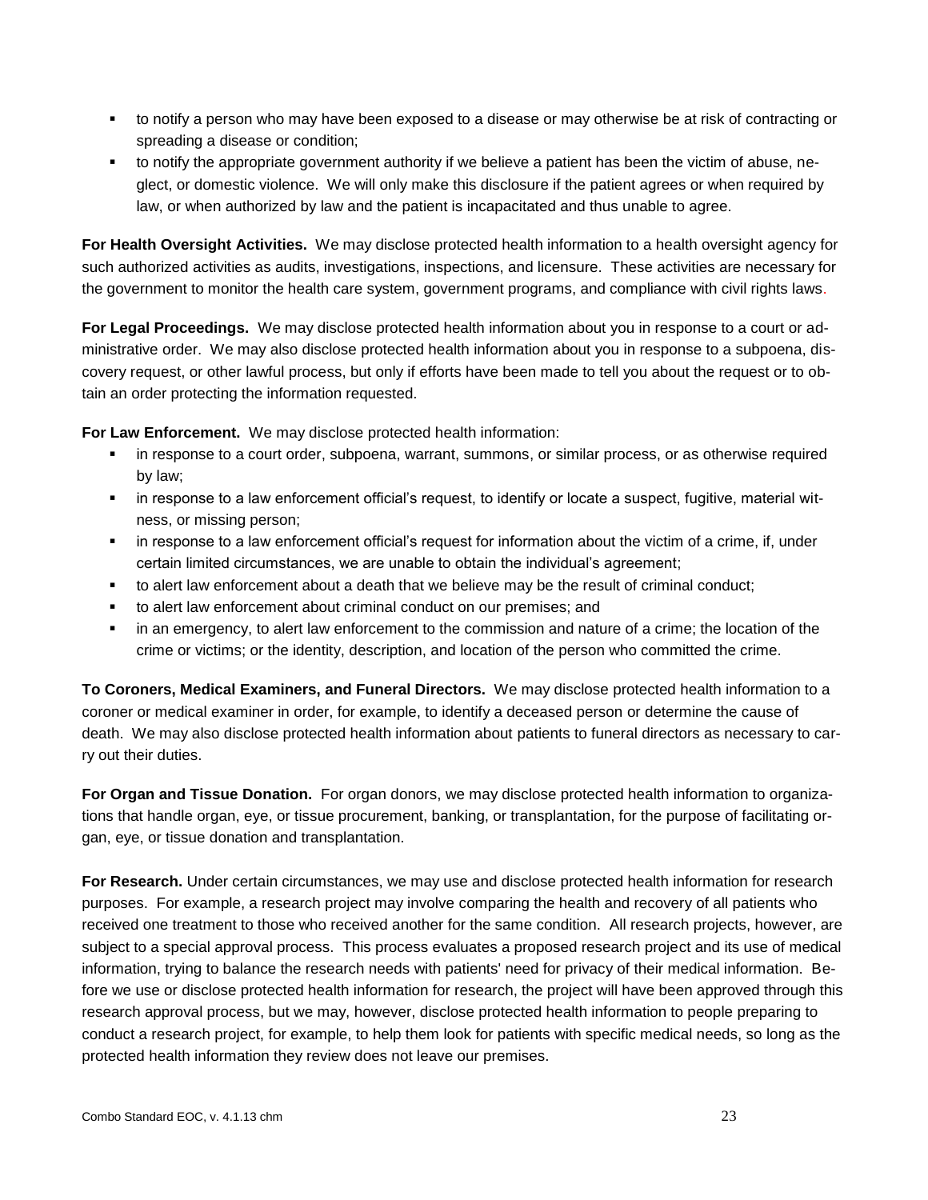- to notify a person who may have been exposed to a disease or may otherwise be at risk of contracting or spreading a disease or condition;
- to notify the appropriate government authority if we believe a patient has been the victim of abuse, neglect, or domestic violence. We will only make this disclosure if the patient agrees or when required by law, or when authorized by law and the patient is incapacitated and thus unable to agree.

**For Health Oversight Activities.** We may disclose protected health information to a health oversight agency for such authorized activities as audits, investigations, inspections, and licensure. These activities are necessary for the government to monitor the health care system, government programs, and compliance with civil rights laws.

**For Legal Proceedings.** We may disclose protected health information about you in response to a court or administrative order. We may also disclose protected health information about you in response to a subpoena, discovery request, or other lawful process, but only if efforts have been made to tell you about the request or to obtain an order protecting the information requested.

**For Law Enforcement.** We may disclose protected health information:

- in response to a court order, subpoena, warrant, summons, or similar process, or as otherwise required by law;
- in response to a law enforcement official's request, to identify or locate a suspect, fugitive, material witness, or missing person;
- in response to a law enforcement official's request for information about the victim of a crime, if, under certain limited circumstances, we are unable to obtain the individual's agreement;
- to alert law enforcement about a death that we believe may be the result of criminal conduct;
- to alert law enforcement about criminal conduct on our premises; and
- in an emergency, to alert law enforcement to the commission and nature of a crime; the location of the crime or victims; or the identity, description, and location of the person who committed the crime.

**To Coroners, Medical Examiners, and Funeral Directors.** We may disclose protected health information to a coroner or medical examiner in order, for example, to identify a deceased person or determine the cause of death. We may also disclose protected health information about patients to funeral directors as necessary to carry out their duties.

**For Organ and Tissue Donation.** For organ donors, we may disclose protected health information to organizations that handle organ, eye, or tissue procurement, banking, or transplantation, for the purpose of facilitating organ, eye, or tissue donation and transplantation.

**For Research.** Under certain circumstances, we may use and disclose protected health information for research purposes. For example, a research project may involve comparing the health and recovery of all patients who received one treatment to those who received another for the same condition. All research projects, however, are subject to a special approval process. This process evaluates a proposed research project and its use of medical information, trying to balance the research needs with patients' need for privacy of their medical information. Before we use or disclose protected health information for research, the project will have been approved through this research approval process, but we may, however, disclose protected health information to people preparing to conduct a research project, for example, to help them look for patients with specific medical needs, so long as the protected health information they review does not leave our premises.

Combo Standard EOC, v. 4.1.13 chm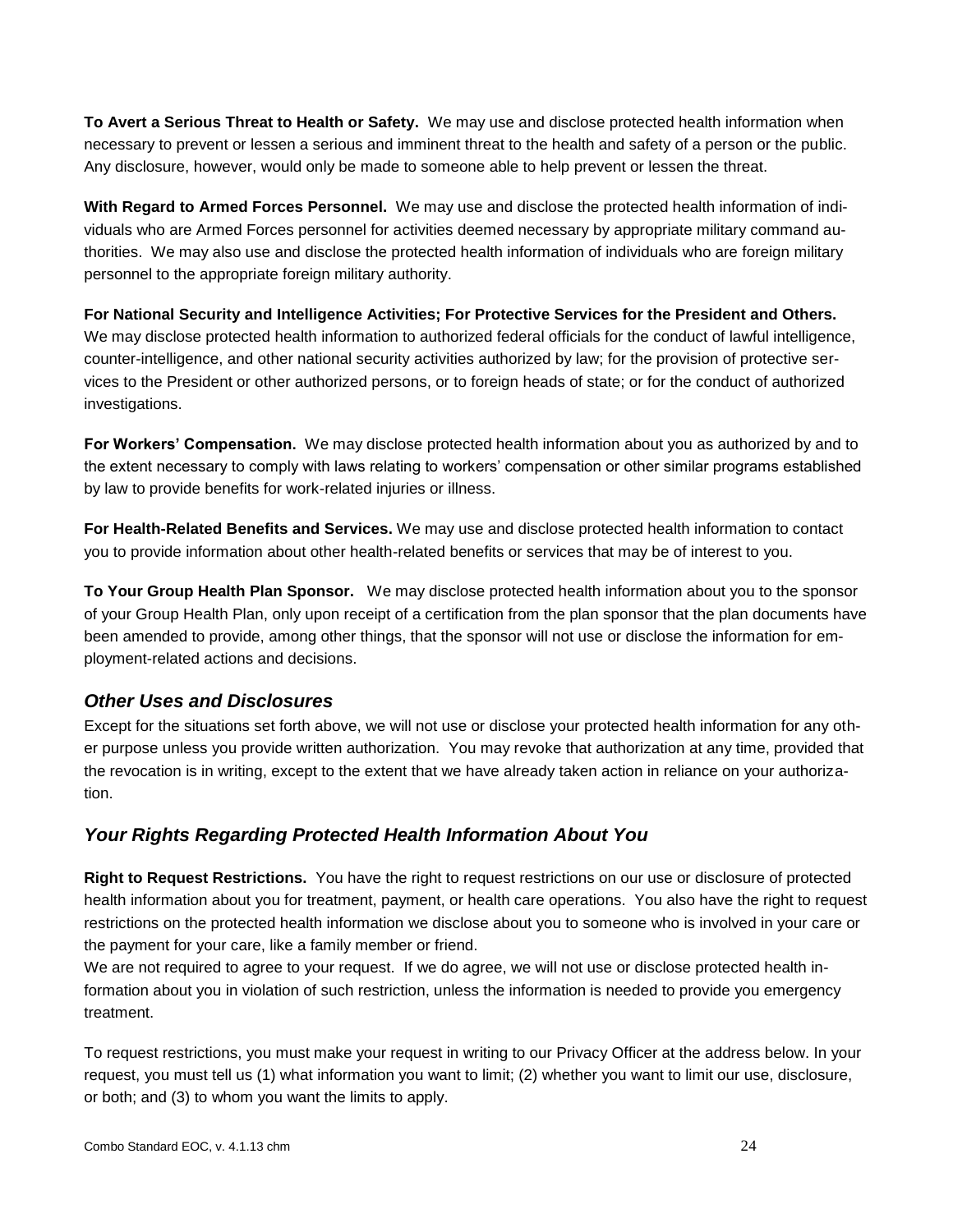**To Avert a Serious Threat to Health or Safety.** We may use and disclose protected health information when necessary to prevent or lessen a serious and imminent threat to the health and safety of a person or the public. Any disclosure, however, would only be made to someone able to help prevent or lessen the threat.

**With Regard to Armed Forces Personnel.** We may use and disclose the protected health information of individuals who are Armed Forces personnel for activities deemed necessary by appropriate military command authorities. We may also use and disclose the protected health information of individuals who are foreign military personnel to the appropriate foreign military authority.

**For National Security and Intelligence Activities; For Protective Services for the President and Others.** We may disclose protected health information to authorized federal officials for the conduct of lawful intelligence, counter-intelligence, and other national security activities authorized by law; for the provision of protective services to the President or other authorized persons, or to foreign heads of state; or for the conduct of authorized investigations.

**For Workers' Compensation.** We may disclose protected health information about you as authorized by and to the extent necessary to comply with laws relating to workers' compensation or other similar programs established by law to provide benefits for work-related injuries or illness.

**For Health-Related Benefits and Services.** We may use and disclose protected health information to contact you to provide information about other health-related benefits or services that may be of interest to you.

**To Your Group Health Plan Sponsor.** We may disclose protected health information about you to the sponsor of your Group Health Plan, only upon receipt of a certification from the plan sponsor that the plan documents have been amended to provide, among other things, that the sponsor will not use or disclose the information for employment-related actions and decisions.

## *Other Uses and Disclosures*

Except for the situations set forth above, we will not use or disclose your protected health information for any other purpose unless you provide written authorization. You may revoke that authorization at any time, provided that the revocation is in writing, except to the extent that we have already taken action in reliance on your authorization.

## *Your Rights Regarding Protected Health Information About You*

**Right to Request Restrictions.** You have the right to request restrictions on our use or disclosure of protected health information about you for treatment, payment, or health care operations. You also have the right to request restrictions on the protected health information we disclose about you to someone who is involved in your care or the payment for your care, like a family member or friend.

We are not required to agree to your request. If we do agree, we will not use or disclose protected health information about you in violation of such restriction, unless the information is needed to provide you emergency treatment.

To request restrictions, you must make your request in writing to our Privacy Officer at the address below. In your request, you must tell us (1) what information you want to limit; (2) whether you want to limit our use, disclosure, or both; and (3) to whom you want the limits to apply.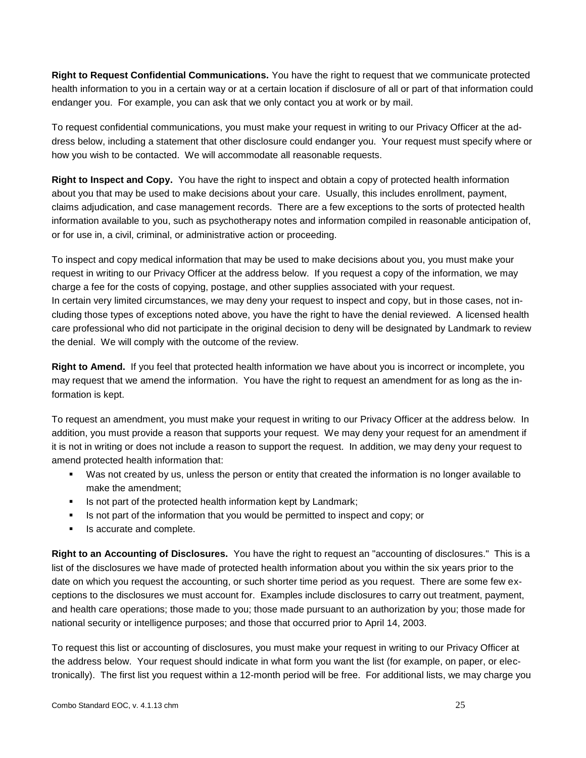**Right to Request Confidential Communications.** You have the right to request that we communicate protected health information to you in a certain way or at a certain location if disclosure of all or part of that information could endanger you. For example, you can ask that we only contact you at work or by mail.

To request confidential communications, you must make your request in writing to our Privacy Officer at the address below, including a statement that other disclosure could endanger you. Your request must specify where or how you wish to be contacted. We will accommodate all reasonable requests.

**Right to Inspect and Copy.** You have the right to inspect and obtain a copy of protected health information about you that may be used to make decisions about your care. Usually, this includes enrollment, payment, claims adjudication, and case management records. There are a few exceptions to the sorts of protected health information available to you, such as psychotherapy notes and information compiled in reasonable anticipation of, or for use in, a civil, criminal, or administrative action or proceeding.

To inspect and copy medical information that may be used to make decisions about you, you must make your request in writing to our Privacy Officer at the address below. If you request a copy of the information, we may charge a fee for the costs of copying, postage, and other supplies associated with your request.
In certain very limited circumstances, we may deny your request to inspect and copy, but in those cases, not including those types of exceptions noted above, you have the right to have the denial reviewed. A licensed health care professional who did not participate in the original decision to deny will be designated by Landmark to review the denial. We will comply with the outcome of the review.

**Right to Amend.** If you feel that protected health information we have about you is incorrect or incomplete, you may request that we amend the information. You have the right to request an amendment for as long as the information is kept.

To request an amendment, you must make your request in writing to our Privacy Officer at the address below. In addition, you must provide a reason that supports your request. We may deny your request for an amendment if it is not in writing or does not include a reason to support the request. In addition, we may deny your request to amend protected health information that:

- Was not created by us, unless the person or entity that created the information is no longer available to make the amendment;
- Is not part of the protected health information kept by Landmark;
- Is not part of the information that you would be permitted to inspect and copy; or
- Is accurate and complete.

**Right to an Accounting of Disclosures.** You have the right to request an "accounting of disclosures." This is a list of the disclosures we have made of protected health information about you within the six years prior to the date on which you request the accounting, or such shorter time period as you request. There are some few exceptions to the disclosures we must account for. Examples include disclosures to carry out treatment, payment, and health care operations; those made to you; those made pursuant to an authorization by you; those made for national security or intelligence purposes; and those that occurred prior to April 14, 2003.

To request this list or accounting of disclosures, you must make your request in writing to our Privacy Officer at the address below. Your request should indicate in what form you want the list (for example, on paper, or electronically). The first list you request within a 12-month period will be free. For additional lists, we may charge you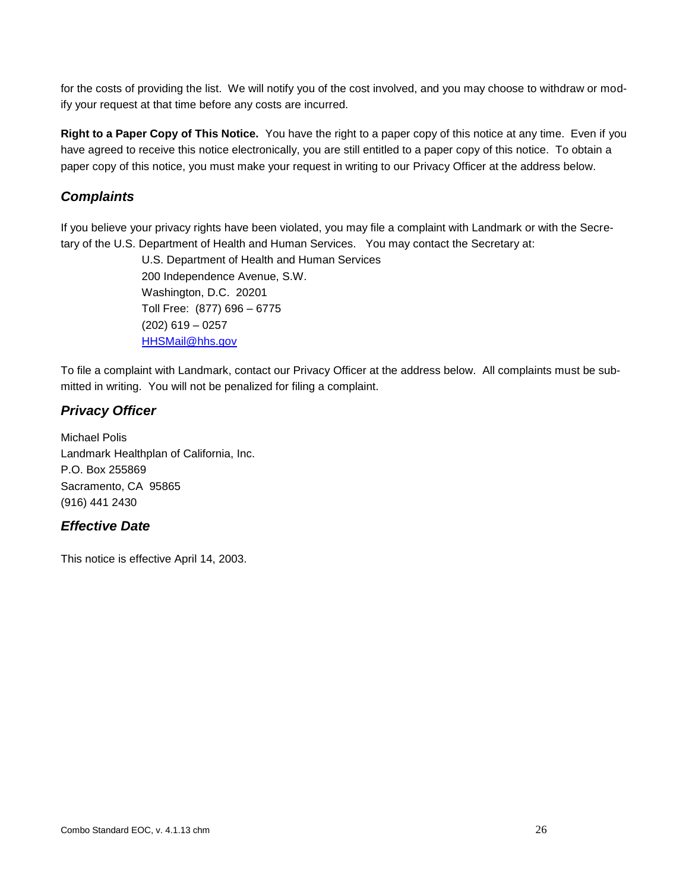for the costs of providing the list. We will notify you of the cost involved, and you may choose to withdraw or modify your request at that time before any costs are incurred.

**Right to a Paper Copy of This Notice.** You have the right to a paper copy of this notice at any time. Even if you have agreed to receive this notice electronically, you are still entitled to a paper copy of this notice. To obtain a paper copy of this notice, you must make your request in writing to our Privacy Officer at the address below.

## *Complaints*

If you believe your privacy rights have been violated, you may file a complaint with Landmark or with the Secretary of the U.S. Department of Health and Human Services. You may contact the Secretary at:

U.S. Department of Health and Human Services
200 Independence Avenue, S.W.
Washington, D.C. 20201
Toll Free: (877) 696 – 6775
(202) 619 – 0257
HHSMail@hhs.gov

To file a complaint with Landmark, contact our Privacy Officer at the address below. All complaints must be submitted in writing. You will not be penalized for filing a complaint.

## *Privacy Officer*

Michael Polis
Landmark Healthplan of California, Inc.
P.O. Box 255869
Sacramento, CA 95865
(916) 441 2430

## *Effective Date*

This notice is effective April 14, 2003.